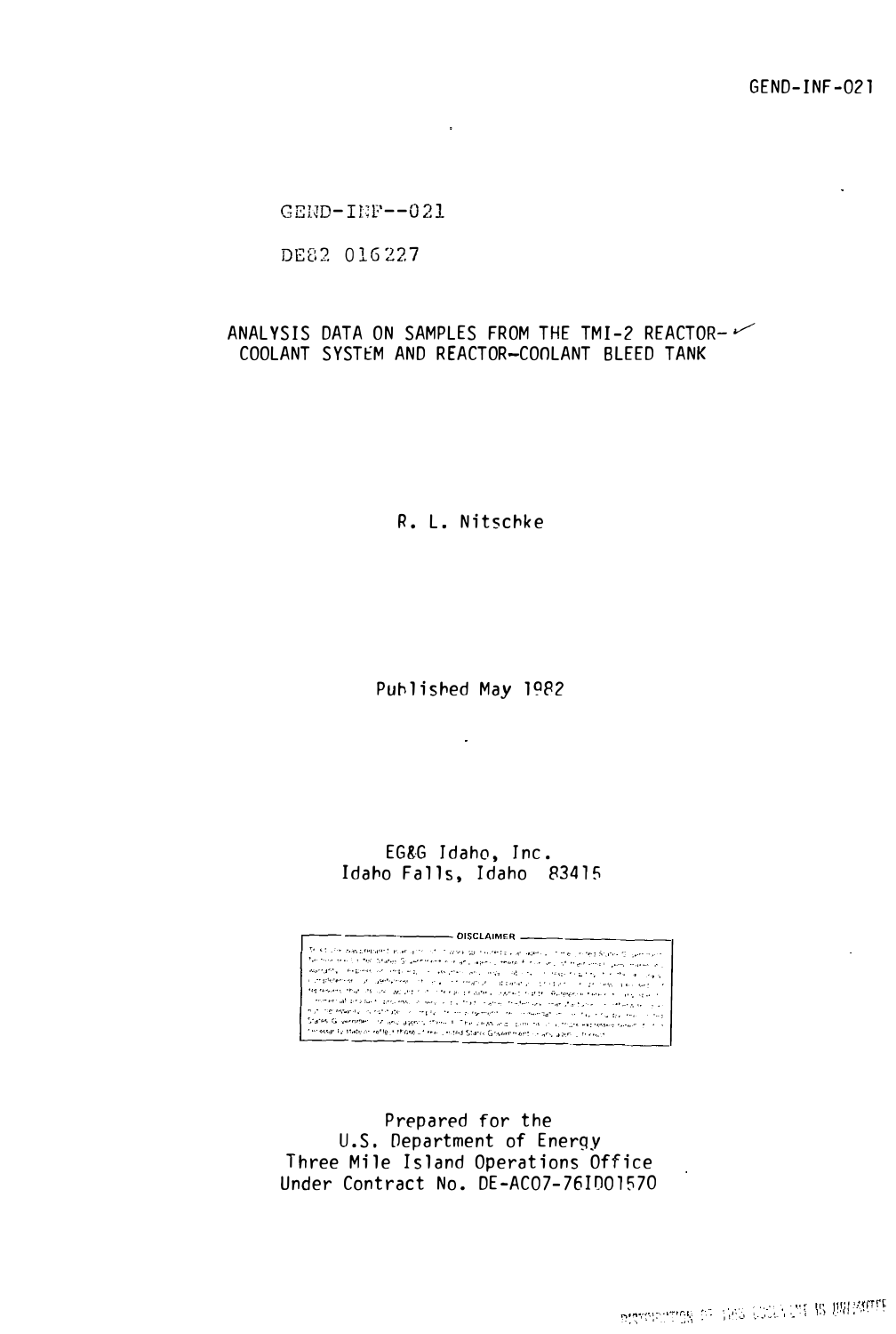GEND-INF-021

GEND-INF--021

DE82 016227

# ANALYSIS DATA ON SAMPLES FROM THE TMI-2 REACTOR-COOLANT SYSTEM AND REACTOR-COOLANT BLEED TANK

R. L. Nitschke

Published May 1982

EG&G Idaho, Inc.
Idaho Falls, Idaho 83415

DISCLAIMER

Prepared for the
U.S. Department of Energy
Three Mile Island Operations Office
Under Contract No. DE-AC07-76ID01570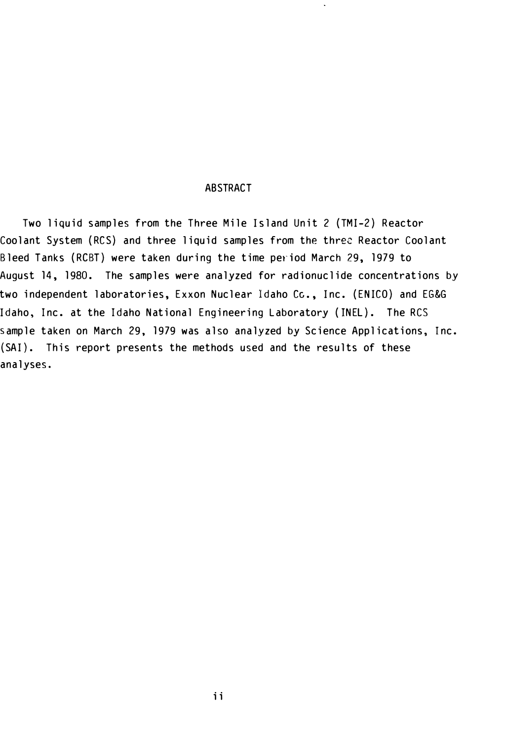# ABSTRACT

Two liquid samples from the Three Mile Island Unit 2 (TMI-2) Reactor Coolant System (RCS) and three liquid samples from the three Reactor Coolant Bleed Tanks (RCBT) were taken during the time period March 29, 1979 to August 14, 1980. The samples were analyzed for radionuclide concentrations by two independent laboratories, Exxon Nuclear Idaho Co., Inc. (ENICO) and EG&G Idaho, Inc. at the Idaho National Engineering Laboratory (INEL). The RCS sample taken on March 29, 1979 was also analyzed by Science Applications, Inc. (SAI). This report presents the methods used and the results of these analyses.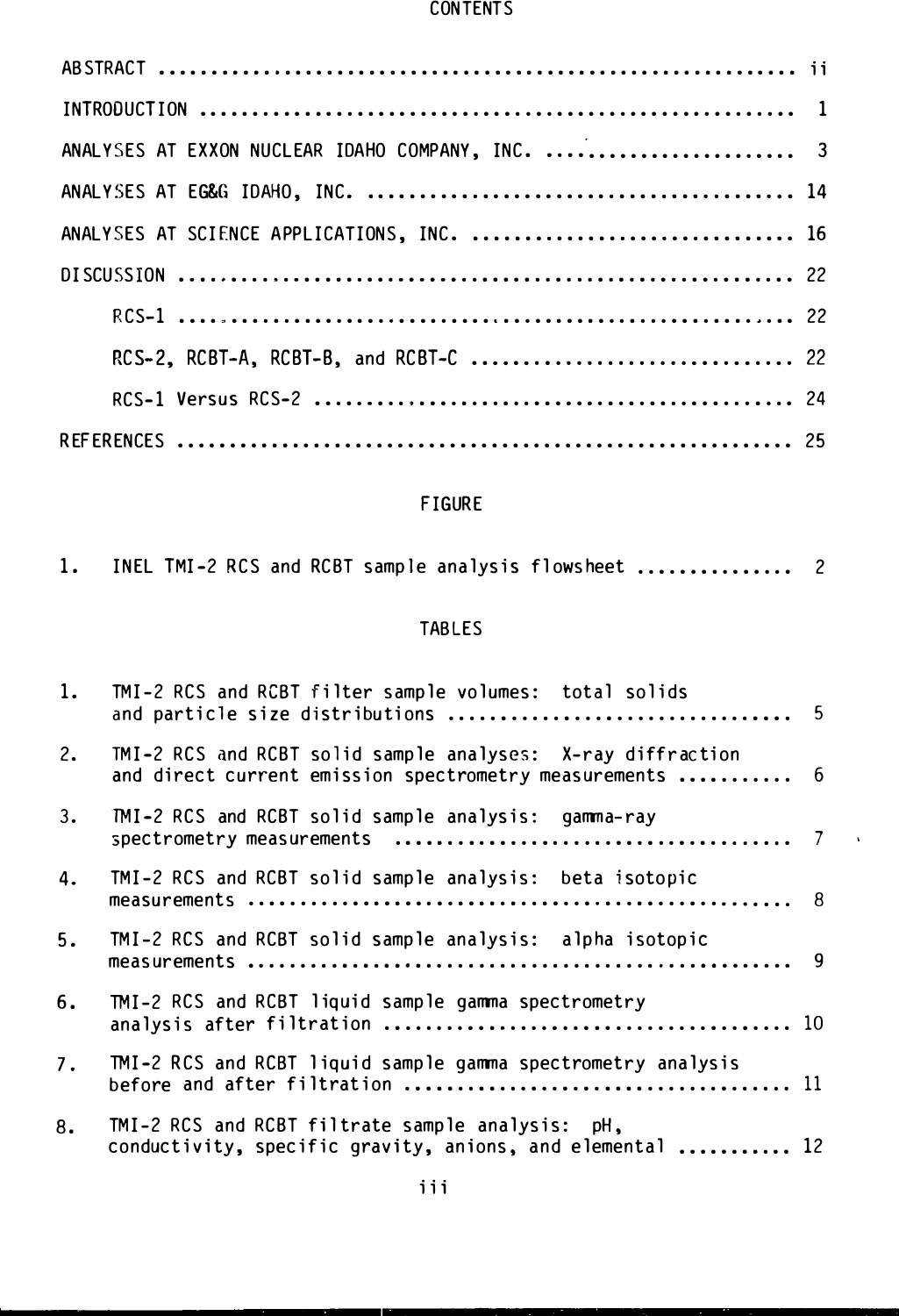# CONTENTS

ABSTRACT .......... ii

INTRODUCTION .......... 1

ANALYSES AT EXXON NUCLEAR IDAHO COMPANY, INC. .......... 3

ANALYSES AT EG&G IDAHO, INC. .......... 14

ANALYSES AT SCIENCE APPLICATIONS, INC. .......... 16

DISCUSSION .......... 22

- RCS-1 .......... 22
- RCS-2, RCBT-A, RCBT-B, and RCBT-C .......... 22
- RCS-1 Versus RCS-2 .......... 24

REFERENCES .......... 25

## FIGURE

1. INEL TMI-2 RCS and RCBT sample analysis flowsheet .......... 2

## TABLES

1. TMI-2 RCS and RCBT filter sample volumes: total solids and particle size distributions .......... 5
2. TMI-2 RCS and RCBT solid sample analyses: X-ray diffraction and direct current emission spectrometry measurements .......... 6
3. TMI-2 RCS and RCBT solid sample analysis: gamma-ray spectrometry measurements .......... 7
4. TMI-2 RCS and RCBT solid sample analysis: beta isotopic measurements .......... 8
5. TMI-2 RCS and RCBT solid sample analysis: alpha isotopic measurements .......... 9
6. TMI-2 RCS and RCBT liquid sample gamma spectrometry analysis after filtration .......... 10
7. TMI-2 RCS and RCBT liquid sample gamma spectrometry analysis before and after filtration .......... 11
8. TMI-2 RCS and RCBT filtrate sample analysis: pH, conductivity, specific gravity, anions, and elemental .......... 12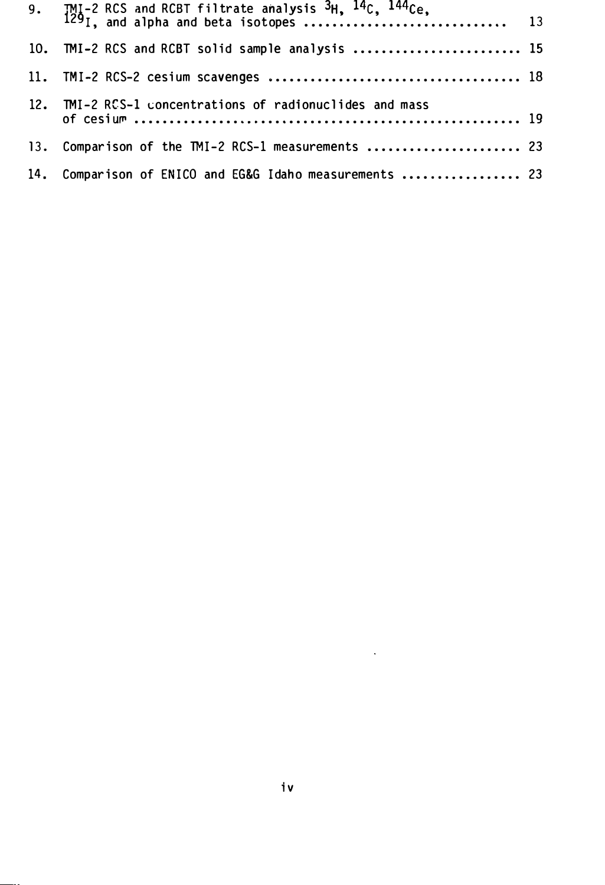9. TMI-2 RCS and RCBT filtrate analysis $^{3}H$, $^{14}C$, $^{144}Ce$, $^{129}I$, and alpha and beta isotopes ............................ 13

10. TMI-2 RCS and RCBT solid sample analysis ........................ 15

11. TMI-2 RCS-2 cesium scavenges .................................... 18

12. TMI-2 RCS-1 concentrations of radionuclides and mass of cesium ....................................................... 19

13. Comparison of the TMI-2 RCS-1 measurements ...................... 23

14. Comparison of ENICO and EG&G Idaho measurements ................. 23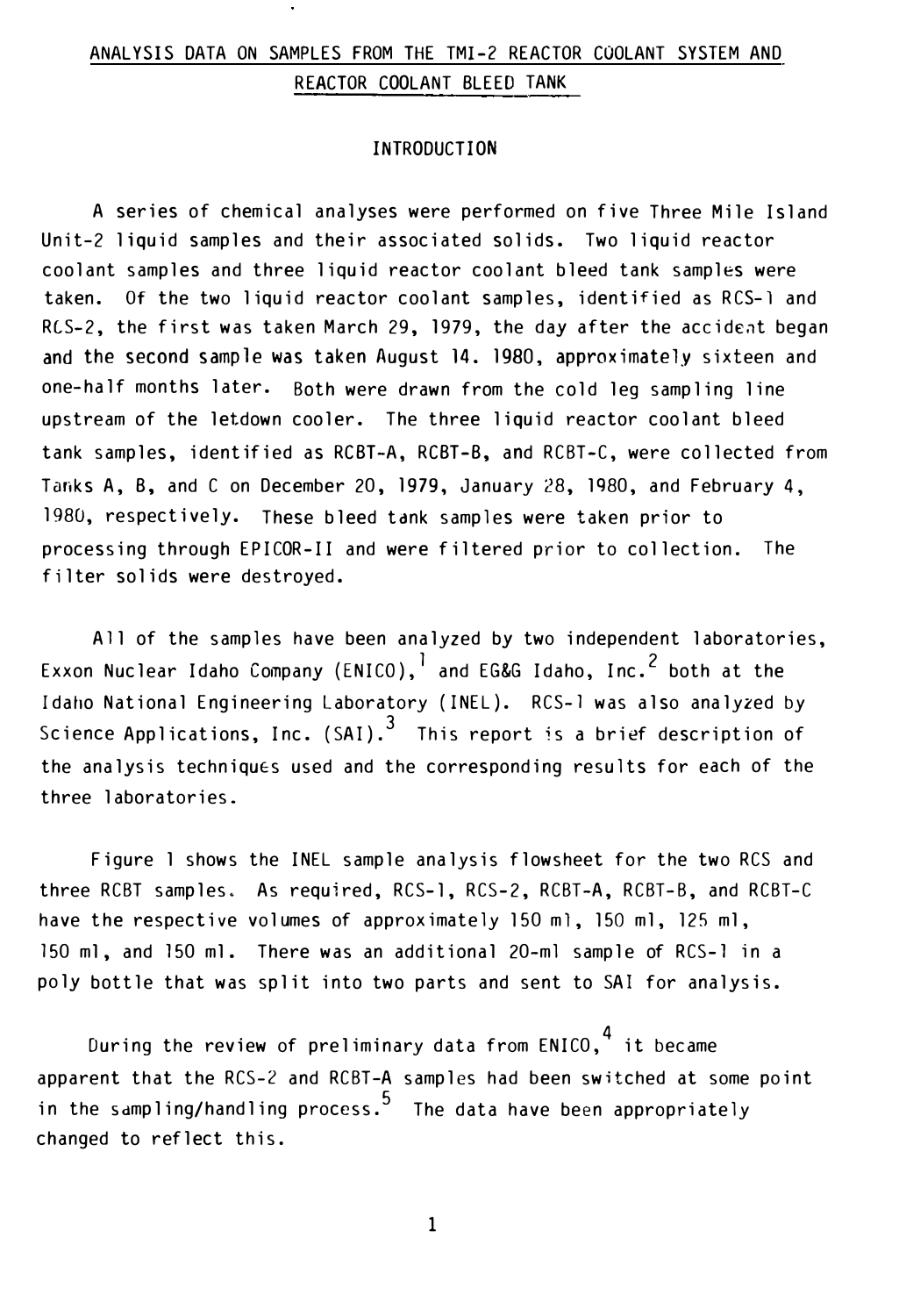# ANALYSIS DATA ON SAMPLES FROM THE TMI-2 REACTOR COOLANT SYSTEM AND REACTOR COOLANT BLEED TANK

## INTRODUCTION

A series of chemical analyses were performed on five Three Mile Island Unit-2 liquid samples and their associated solids. Two liquid reactor coolant samples and three liquid reactor coolant bleed tank samples were taken. Of the two liquid reactor coolant samples, identified as RCS-1 and RCS-2, the first was taken March 29, 1979, the day after the accident began and the second sample was taken August 14. 1980, approximately sixteen and one-half months later. Both were drawn from the cold leg sampling line upstream of the letdown cooler. The three liquid reactor coolant bleed tank samples, identified as RCBT-A, RCBT-B, and RCBT-C, were collected from Tanks A, B, and C on December 20, 1979, January 28, 1980, and February 4, 1980, respectively. These bleed tank samples were taken prior to processing through EPICOR-II and were filtered prior to collection. The filter solids were destroyed.

All of the samples have been analyzed by two independent laboratories, Exxon Nuclear Idaho Company (ENICO),[1] and EG&G Idaho, Inc.[2] both at the Idaho National Engineering Laboratory (INEL). RCS-1 was also analyzed by Science Applications, Inc. (SAI).[3] This report is a brief description of the analysis techniques used and the corresponding results for each of the three laboratories.

Figure 1 shows the INEL sample analysis flowsheet for the two RCS and three RCBT samples. As required, RCS-1, RCS-2, RCBT-A, RCBT-B, and RCBT-C have the respective volumes of approximately 150 ml, 150 ml, 125 ml, 150 ml, and 150 ml. There was an additional 20-ml sample of RCS-1 in a poly bottle that was split into two parts and sent to SAI for analysis.

During the review of preliminary data from ENICO,[4] it became apparent that the RCS-2 and RCBT-A samples had been switched at some point in the sampling/handling process.[5] The data have been appropriately changed to reflect this.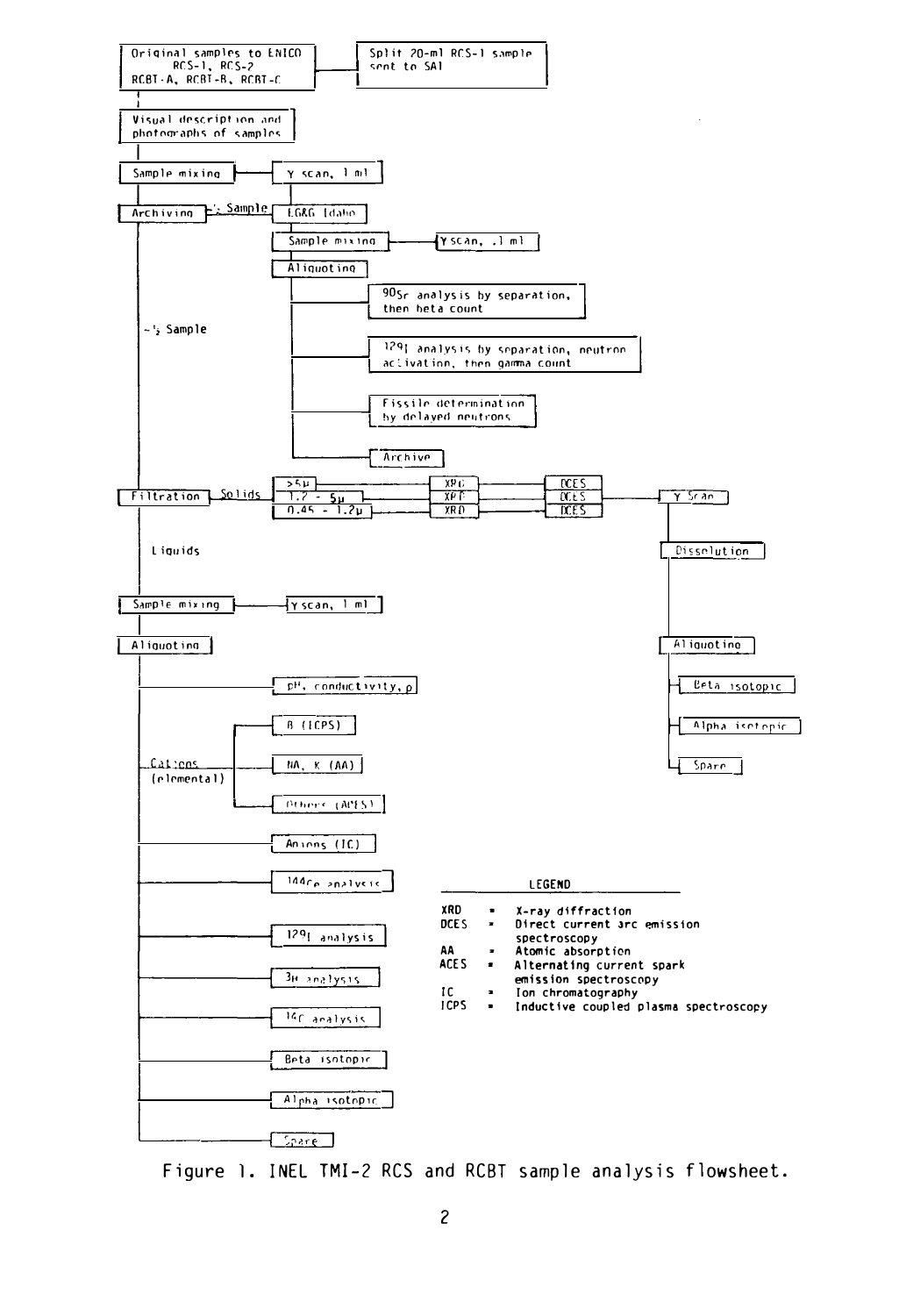Original samples to ENICO RCS-1, RCS-2 RCBT-A, RCBT-B, RCBT-C

Split 20-ml RCS-1 sample sent to SAI

Visual description and photographs of samples

Sample mixing — γ scan, 1 ml

Archiving — ½ Sample — EG&G Idaho

Sample mixing — γ scan, .1 ml

Aliquoting

- $^{90}Sr$ analysis by separation, then beta count
- $^{129}I$ analysis by separation, neutron activation, then gamma count
- Fissile determination by delayed neutrons
- Archive

~½ Sample

Filtration — Solids

- >5μ — XRD — DCES
- 1.2 - 5μ — XRD — DCES
- 0.45 - 1.2μ — XRD — DCES

γ Scan

Dissolution

Aliquoting

- Beta isotopic
- Alpha isotopic
- Spare

Liquids

Sample mixing — γ scan, 1 ml

Aliquoting

- pH, conductivity, ρ
- Cations (elemental)
  - B (ICPS)
  - NA, K (AA)
  - Others (ACES)
- Anions (IC)
- $^{144}Ce$ analysis
- $^{129}I$ analysis
- $^{3}H$ analysis
- $^{14}C$ analysis
- Beta isotopic
- Alpha isotopic
- Spare

**LEGEND**

XRD = X-ray diffraction
DCES = Direct current arc emission spectroscopy
AA = Atomic absorption
ACES = Alternating current spark emission spectroscopy
IC = Ion chromatography
ICPS = Inductive coupled plasma spectroscopy

Figure 1. INEL TMI-2 RCS and RCBT sample analysis flowsheet.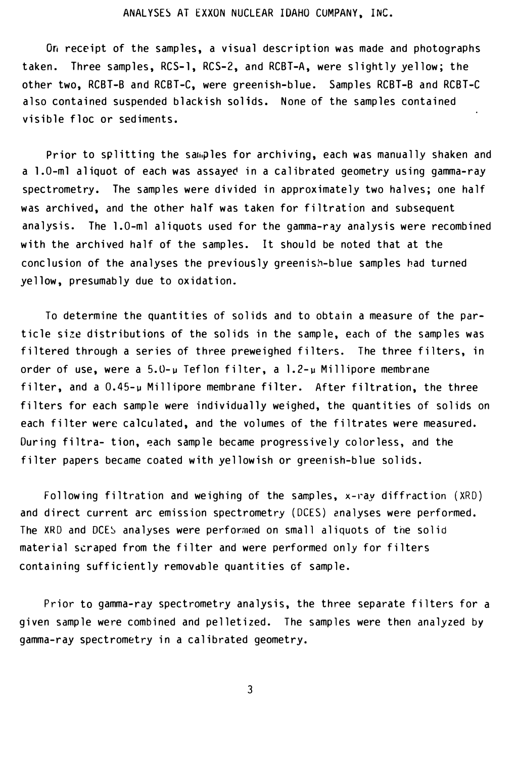## ANALYSES AT EXXON NUCLEAR IDAHO COMPANY, INC.

On receipt of the samples, a visual description was made and photographs taken. Three samples, RCS-1, RCS-2, and RCBT-A, were slightly yellow; the other two, RCBT-B and RCBT-C, were greenish-blue. Samples RCBT-B and RCBT-C also contained suspended blackish solids. None of the samples contained visible floc or sediments.

Prior to splitting the samples for archiving, each was manually shaken and a 1.0-ml aliquot of each was assayed in a calibrated geometry using gamma-ray spectrometry. The samples were divided in approximately two halves; one half was archived, and the other half was taken for filtration and subsequent analysis. The 1.0-ml aliquots used for the gamma-ray analysis were recombined with the archived half of the samples. It should be noted that at the conclusion of the analyses the previously greenish-blue samples had turned yellow, presumably due to oxidation.

To determine the quantities of solids and to obtain a measure of the particle size distributions of the solids in the sample, each of the samples was filtered through a series of three preweighed filters. The three filters, in order of use, were a 5.0-μ Teflon filter, a 1.2-μ Millipore membrane filter, and a 0.45-μ Millipore membrane filter. After filtration, the three filters for each sample were individually weighed, the quantities of solids on each filter were calculated, and the volumes of the filtrates were measured. During filtra- tion, each sample became progressively colorless, and the filter papers became coated with yellowish or greenish-blue solids.

Following filtration and weighing of the samples, x-ray diffraction (XRD) and direct current arc emission spectrometry (DCES) analyses were performed. The XRD and DCES analyses were performed on small aliquots of the solid material scraped from the filter and were performed only for filters containing sufficiently removable quantities of sample.

Prior to gamma-ray spectrometry analysis, the three separate filters for a given sample were combined and pelletized. The samples were then analyzed by gamma-ray spectrometry in a calibrated geometry.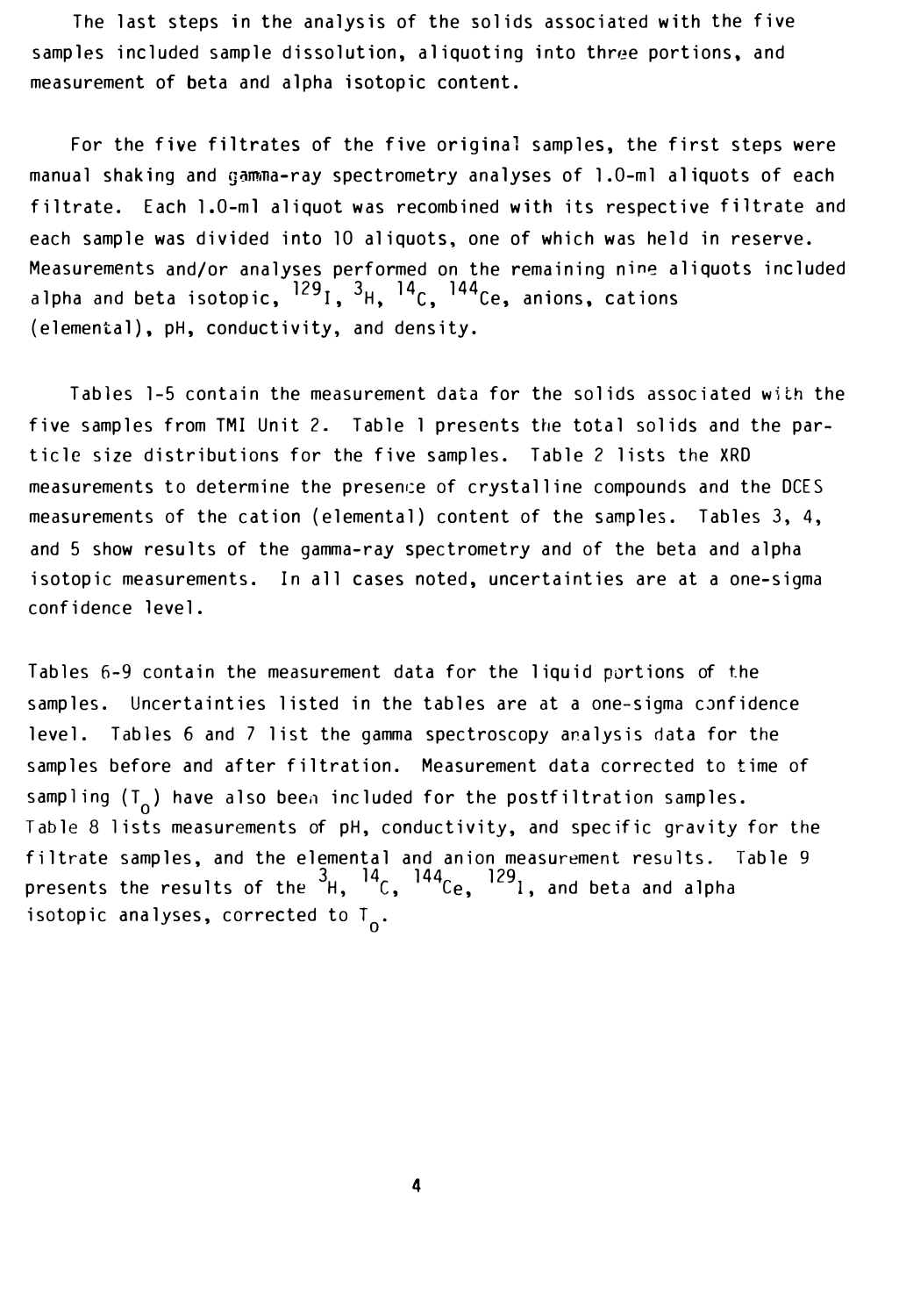The last steps in the analysis of the solids associated with the five samples included sample dissolution, aliquoting into three portions, and measurement of beta and alpha isotopic content.

For the five filtrates of the five original samples, the first steps were manual shaking and gamma-ray spectrometry analyses of 1.0-ml aliquots of each filtrate. Each 1.0-ml aliquot was recombined with its respective filtrate and each sample was divided into 10 aliquots, one of which was held in reserve. Measurements and/or analyses performed on the remaining nine aliquots included alpha and beta isotopic, $^{129}I$, $^{3}H$, $^{14}C$, $^{144}Ce$, anions, cations (elemental), pH, conductivity, and density.

Tables 1-5 contain the measurement data for the solids associated with the five samples from TMI Unit 2. Table 1 presents the total solids and the particle size distributions for the five samples. Table 2 lists the XRD measurements to determine the presence of crystalline compounds and the DCES measurements of the cation (elemental) content of the samples. Tables 3, 4, and 5 show results of the gamma-ray spectrometry and of the beta and alpha isotopic measurements. In all cases noted, uncertainties are at a one-sigma confidence level.

Tables 6-9 contain the measurement data for the liquid portions of the samples. Uncertainties listed in the tables are at a one-sigma confidence level. Tables 6 and 7 list the gamma spectroscopy analysis data for the samples before and after filtration. Measurement data corrected to time of sampling ($T_0$) have also been included for the postfiltration samples. Table 8 lists measurements of pH, conductivity, and specific gravity for the filtrate samples, and the elemental and anion measurement results. Table 9 presents the results of the $^{3}H$, $^{14}C$, $^{144}Ce$, $^{129}I$, and beta and alpha isotopic analyses, corrected to $T_0$.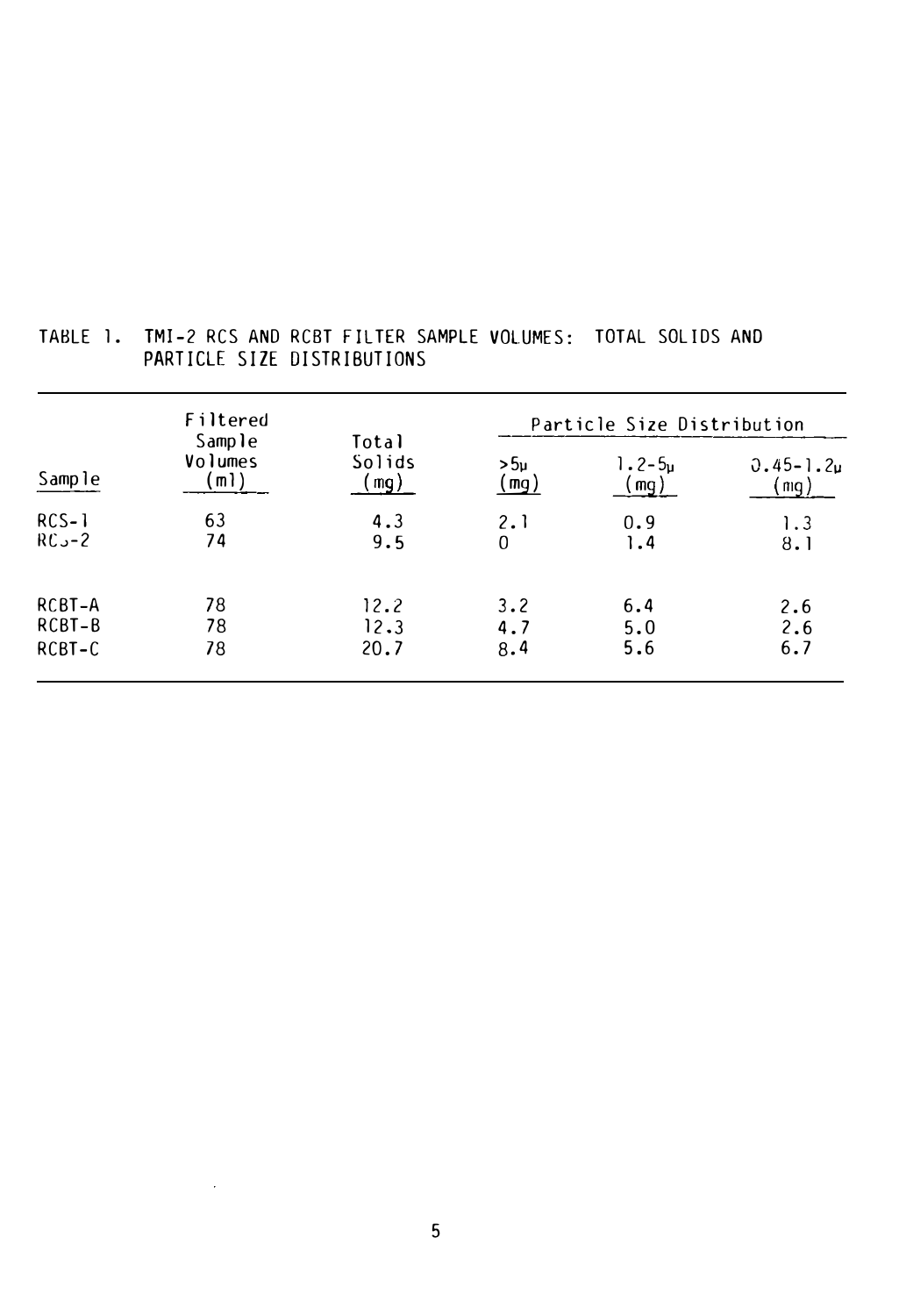TABLE 1. TMI-2 RCS AND RCBT FILTER SAMPLE VOLUMES: TOTAL SOLIDS AND PARTICLE SIZE DISTRIBUTIONS

| Sample | Filtered Sample Volumes (ml) | Total Solids (mg) | Particle Size Distribution | | |
|---|---|---|---|---|---|
| | | | >5μ (mg) | 1.2-5μ (mg) | 0.45-1.2μ (mg) |
| RCS-1 | 63 | 4.3 | 2.1 | 0.9 | 1.3 |
| RCS-2 | 74 | 9.5 | 0 | 1.4 | 8.1 |
| RCBT-A | 78 | 12.2 | 3.2 | 6.4 | 2.6 |
| RCBT-B | 78 | 12.3 | 4.7 | 5.0 | 2.6 |
| RCBT-C | 78 | 20.7 | 8.4 | 5.6 | 6.7 |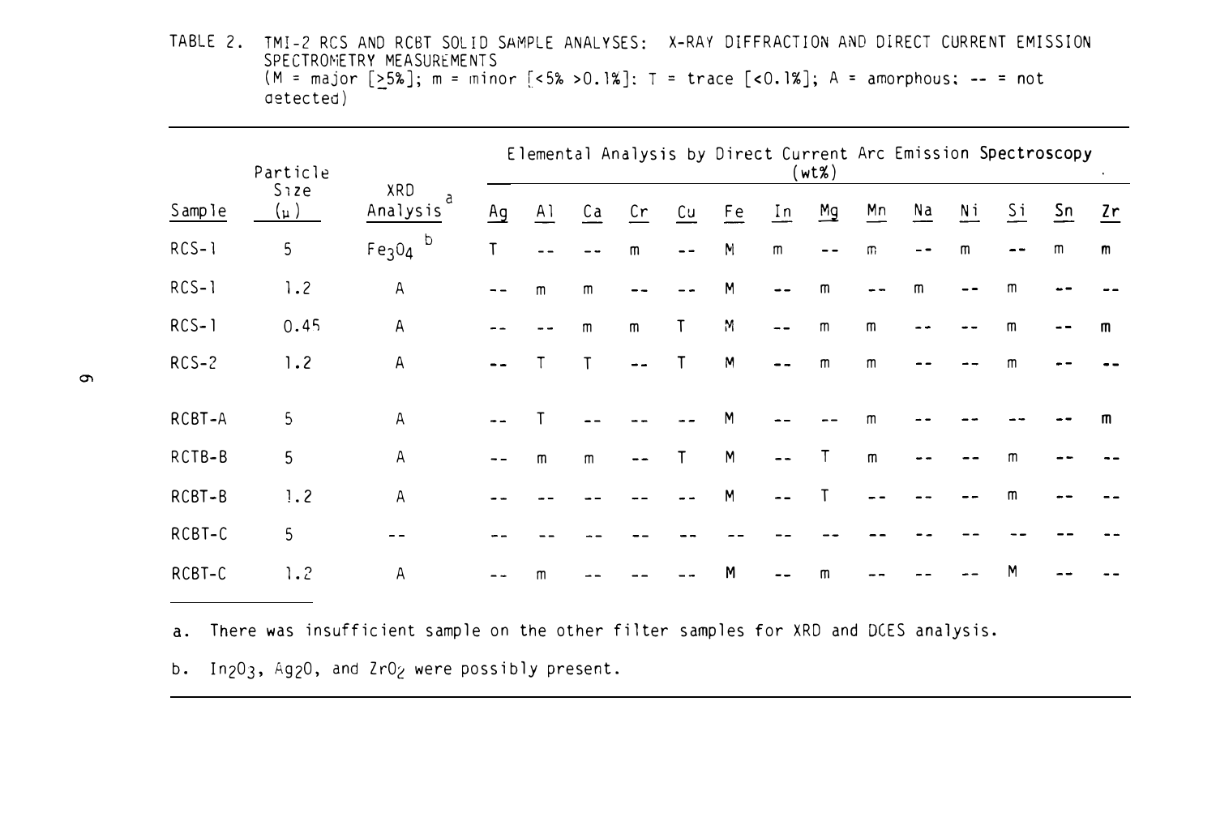TABLE 2. TMI-2 RCS AND RCBT SOLID SAMPLE ANALYSES: X-RAY DIFFRACTION AND DIRECT CURRENT EMISSION SPECTROMETRY MEASUREMENTS
(M = major [≥5%]; m = minor [<5% >0.1%]: T = trace [<0.1%]; A = amorphous; -- = not detected)

| Sample | Particle Size (μ) | XRD Analysis[a] | Elemental Analysis by Direct Current Arc Emission Spectroscopy (wt%) | | | | | | | | | | | | | |
|---|---|---|---|---|---|---|---|---|---|---|---|---|---|---|---|---|
| | | | Ag | Al | Ca | Cr | Cu | Fe | In | Mg | Mn | Na | Ni | Si | Sn | Zr |
| RCS-1 | 5 | $Fe_3O_4$ [b] | T | -- | -- | m | -- | M | m | -- | m | -- | m | -- | m | m |
| RCS-1 | 1.2 | A | -- | m | m | -- | -- | M | -- | m | -- | m | -- | m | -- | -- |
| RCS-1 | 0.45 | A | -- | -- | m | m | T | M | -- | m | m | -- | -- | m | -- | m |
| RCS-2 | 1.2 | A | -- | T | T | -- | T | M | -- | m | m | -- | -- | m | -- | -- |
| RCBT-A | 5 | A | -- | T | -- | -- | -- | M | -- | -- | m | -- | -- | -- | -- | m |
| RCTB-B | 5 | A | -- | m | m | -- | T | M | -- | T | m | -- | -- | m | -- | -- |
| RCBT-B | 1.2 | A | -- | -- | -- | -- | -- | M | -- | T | -- | -- | -- | m | -- | -- |
| RCBT-C | 5 | -- | -- | -- | -- | -- | -- | -- | -- | -- | -- | -- | -- | -- | -- | -- |
| RCBT-C | 1.2 | A | -- | m | -- | -- | -- | M | -- | m | -- | -- | -- | M | -- | -- |

a. There was insufficient sample on the other filter samples for XRD and DCES analysis.

b. $In_2O_3$, $Ag_2O$, and $ZrO_2$ were possibly present.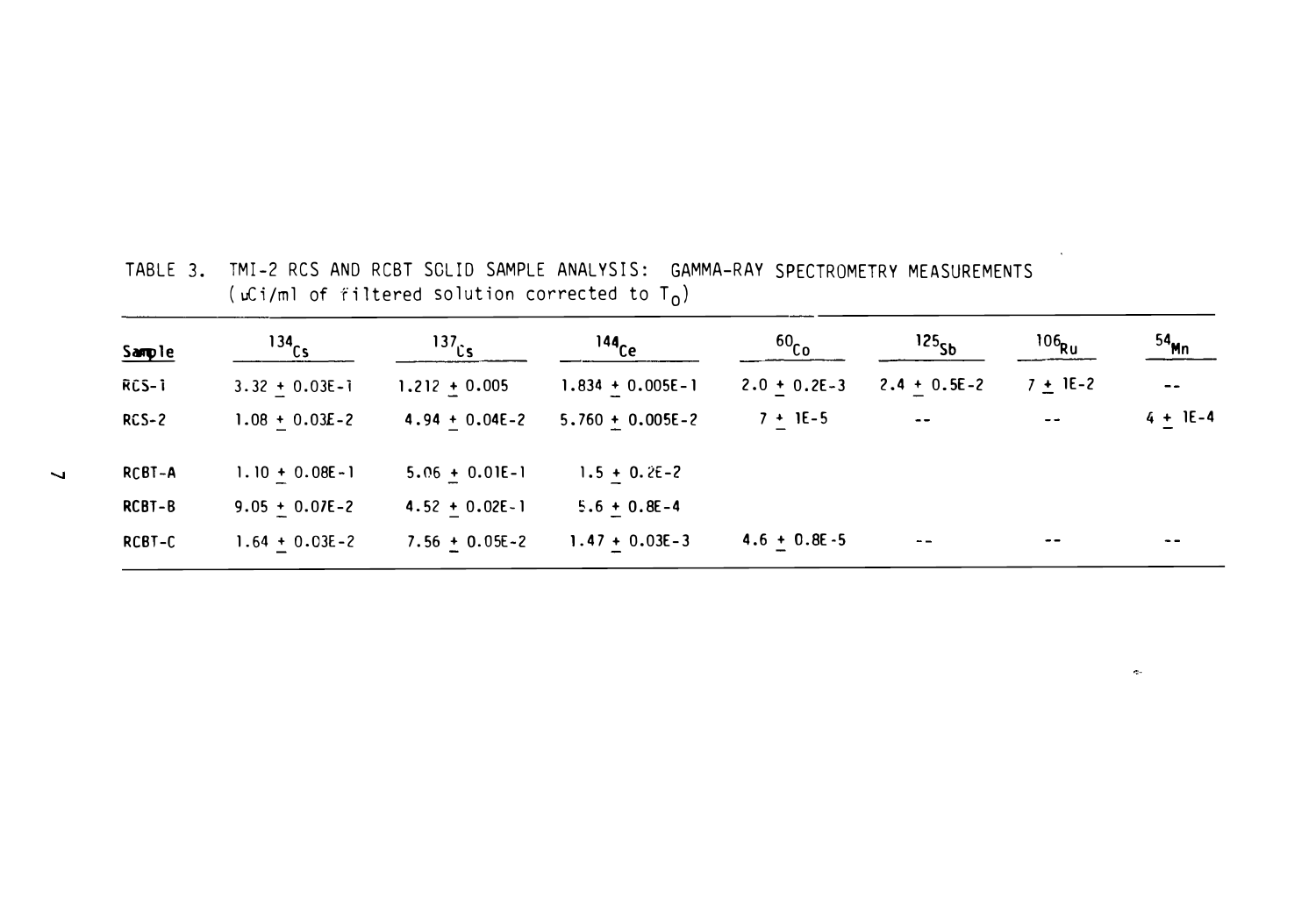TABLE 3. TMI-2 RCS AND RCBT SOLID SAMPLE ANALYSIS: GAMMA-RAY SPECTROMETRY MEASUREMENTS ($\mu$Ci/ml of filtered solution corrected to $T_0$)

| Sample | $^{134}Cs$ | $^{137}Cs$ | $^{144}Ce$ | $^{60}Co$ | $^{125}Sb$ | $^{106}Ru$ | $^{54}Mn$ |
|---|---|---|---|---|---|---|---|
| RCS-1 | 3.32 ± 0.03E-1 | 1.212 ± 0.005 | 1.834 ± 0.005E-1 | 2.0 ± 0.2E-3 | 2.4 ± 0.5E-2 | 7 ± 1E-2 | -- |
| RCS-2 | 1.08 ± 0.03E-2 | 4.94 ± 0.04E-2 | 5.760 ± 0.005E-2 | 7 ± 1E-5 | -- | -- | 4 ± 1E-4 |
| RCBT-A | 1.10 ± 0.08E-1 | 5.06 ± 0.01E-1 | 1.5 ± 0.2E-2 | | | | |
| RCBT-B | 9.05 ± 0.07E-2 | 4.52 ± 0.02E-1 | 5.6 ± 0.8E-4 | | | | |
| RCBT-C | 1.64 ± 0.03E-2 | 7.56 ± 0.05E-2 | 1.47 ± 0.03E-3 | 4.6 ± 0.8E-5 | -- | -- | -- |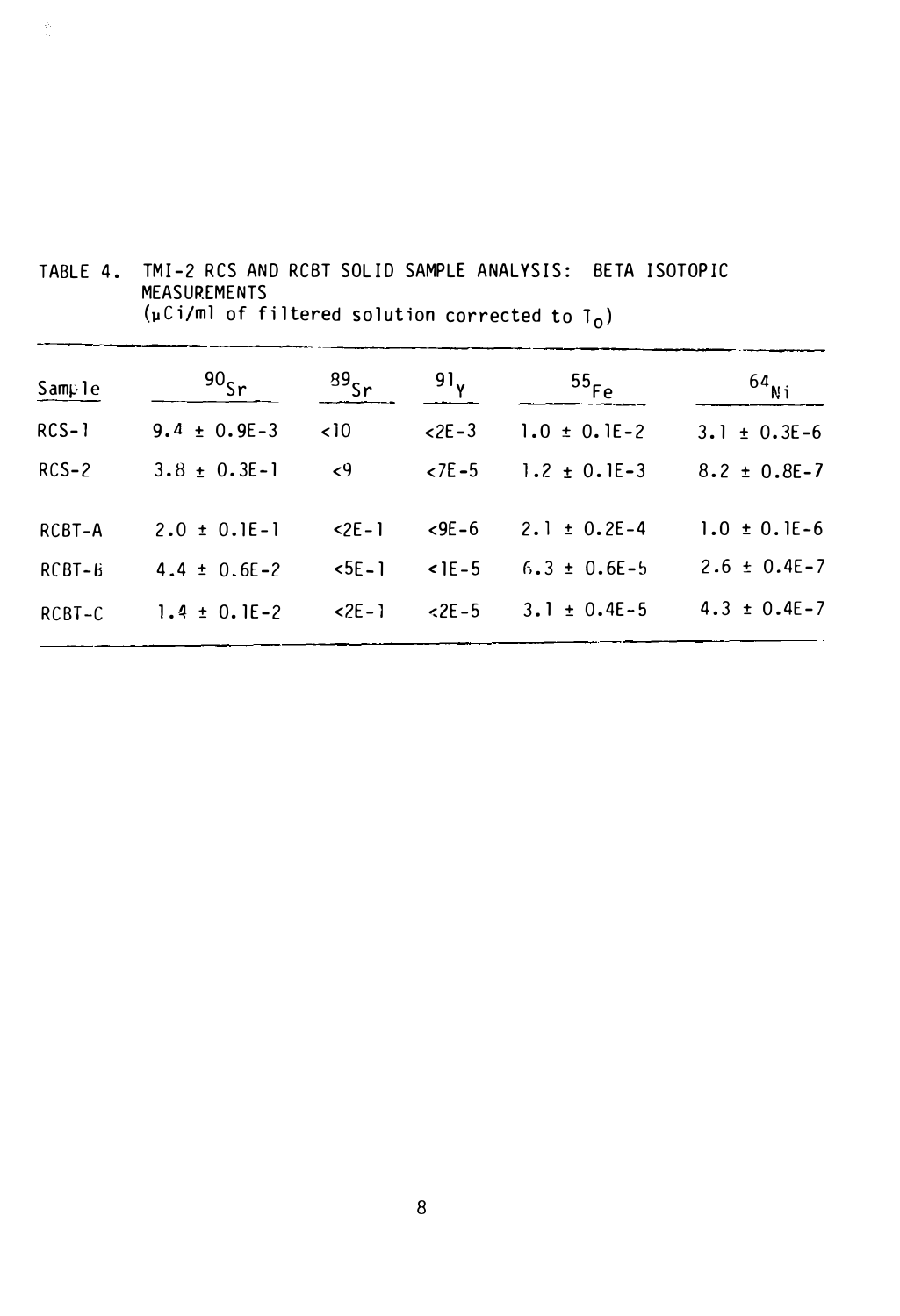TABLE 4. TMI-2 RCS AND RCBT SOLID SAMPLE ANALYSIS: BETA ISOTOPIC MEASUREMENTS
($\mu$Ci/ml of filtered solution corrected to $T_0$)

| Sample | $^{90}Sr$ | $^{89}Sr$ | $^{91}Y$ | $^{55}Fe$ | $^{64}Ni$ |
|---|---|---|---|---|---|
| RCS-1 | 9.4 ± 0.9E-3 | <10 | <2E-3 | 1.0 ± 0.1E-2 | 3.1 ± 0.3E-6 |
| RCS-2 | 3.8 ± 0.3E-1 | <9 | <7E-5 | 1.2 ± 0.1E-3 | 8.2 ± 0.8E-7 |
| RCBT-A | 2.0 ± 0.1E-1 | <2E-1 | <9E-6 | 2.1 ± 0.2E-4 | 1.0 ± 0.1E-6 |
| RCBT-B | 4.4 ± 0.6E-2 | <5E-1 | <1E-5 | 6.3 ± 0.6E-5 | 2.6 ± 0.4E-7 |
| RCBT-C | 1.4 ± 0.1E-2 | <2E-1 | <2E-5 | 3.1 ± 0.4E-5 | 4.3 ± 0.4E-7 |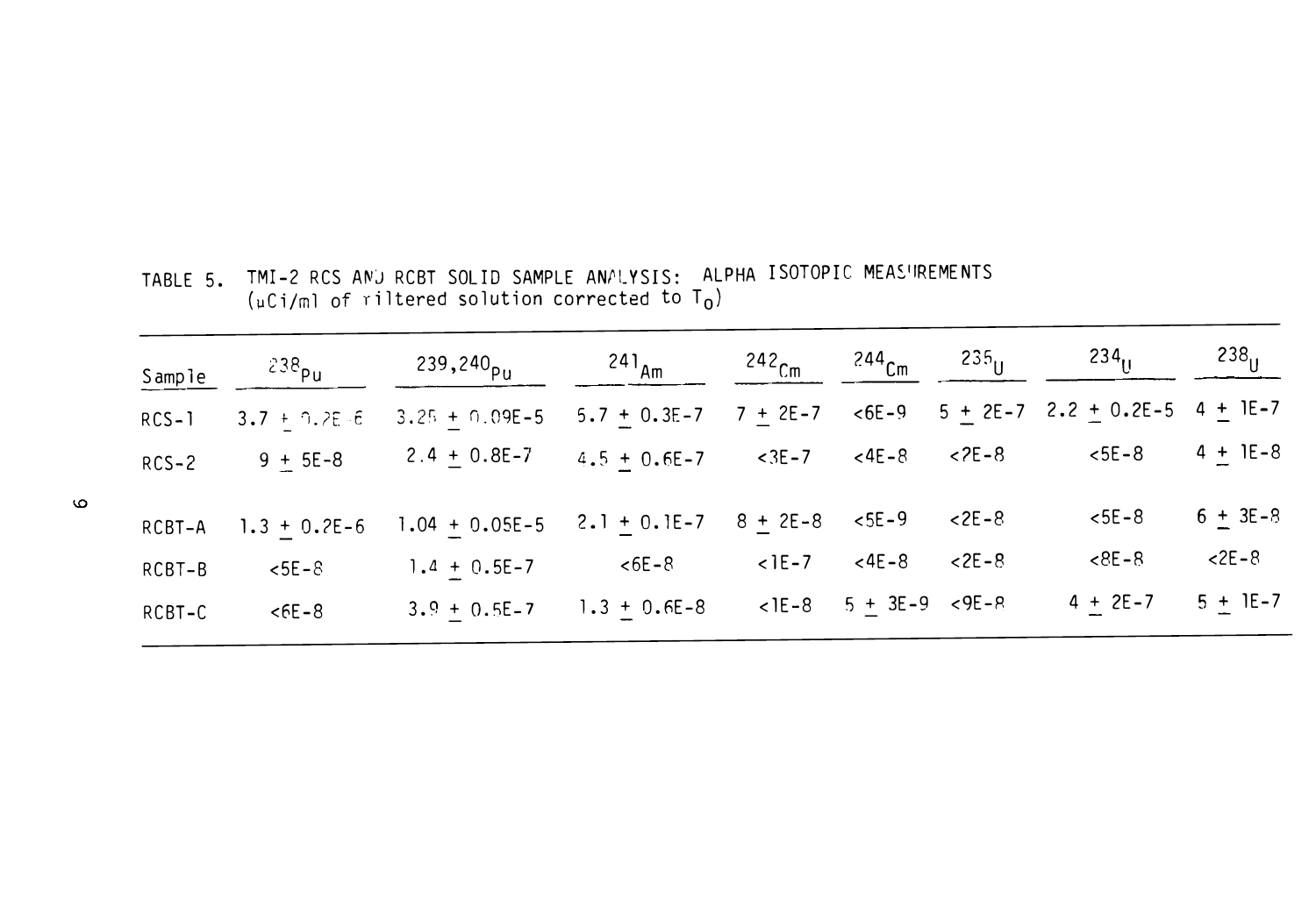TABLE 5. TMI-2 RCS AND RCBT SOLID SAMPLE ANALYSIS: ALPHA ISOTOPIC MEASUREMENTS ($\mu$Ci/ml of filtered solution corrected to $T_0$)

| Sample | $^{238}Pu$ | $^{239,240}Pu$ | $^{241}Am$ | $^{242}Cm$ | $^{244}Cm$ | $^{235}U$ | $^{234}U$ | $^{238}U$ |
|---|---|---|---|---|---|---|---|---|
| RCS-1 | 3.7 ± 0.2E-6 | 3.25 ± 0.09E-5 | 5.7 ± 0.3E-7 | 7 ± 2E-7 | <6E-9 | 5 ± 2E-7 | 2.2 ± 0.2E-5 | 4 ± 1E-7 |
| RCS-2 | 9 ± 5E-8 | 2.4 ± 0.8E-7 | 4.5 ± 0.6E-7 | <3E-7 | <4E-8 | <2E-8 | <5E-8 | 4 ± 1E-8 |
| RCBT-A | 1.3 ± 0.2E-6 | 1.04 ± 0.05E-5 | 2.1 ± 0.1E-7 | 8 ± 2E-8 | <5E-9 | <2E-8 | <5E-8 | 6 ± 3E-8 |
| RCBT-B | <5E-8 | 1.4 ± 0.5E-7 | <6E-8 | <1E-7 | <4E-8 | <2E-8 | <8E-8 | <2E-8 |
| RCBT-C | <6E-8 | 3.9 ± 0.5E-7 | 1.3 ± 0.6E-8 | <1E-8 | 5 ± 3E-9 | <9E-8 | 4 ± 2E-7 | 5 ± 1E-7 |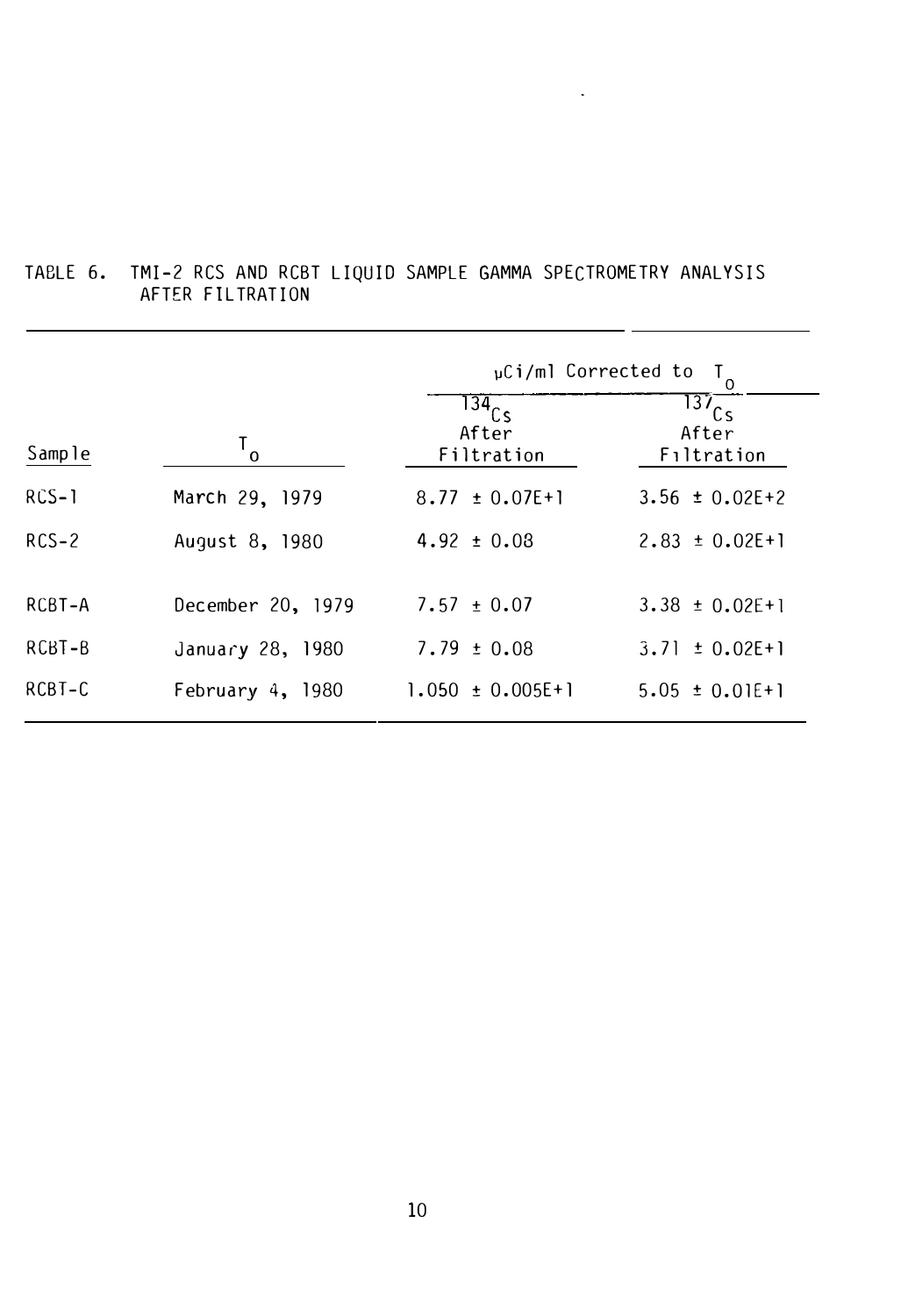TABLE 6. TMI-2 RCS AND RCBT LIQUID SAMPLE GAMMA SPECTROMETRY ANALYSIS AFTER FILTRATION

| | | μCi/ml Corrected to $T_o$ | |
|---|---|---|---|
| Sample | $T_o$ | $^{134}Cs$ After Filtration | $^{137}Cs$ After Filtration |
| RCS-1 | March 29, 1979 | 8.77 ± 0.07E+1 | 3.56 ± 0.02E+2 |
| RCS-2 | August 8, 1980 | 4.92 ± 0.08 | 2.83 ± 0.02E+1 |
| RCBT-A | December 20, 1979 | 7.57 ± 0.07 | 3.38 ± 0.02E+1 |
| RCBT-B | January 28, 1980 | 7.79 ± 0.08 | 3.71 ± 0.02E+1 |
| RCBT-C | February 4, 1980 | 1.050 ± 0.005E+1 | 5.05 ± 0.01E+1 |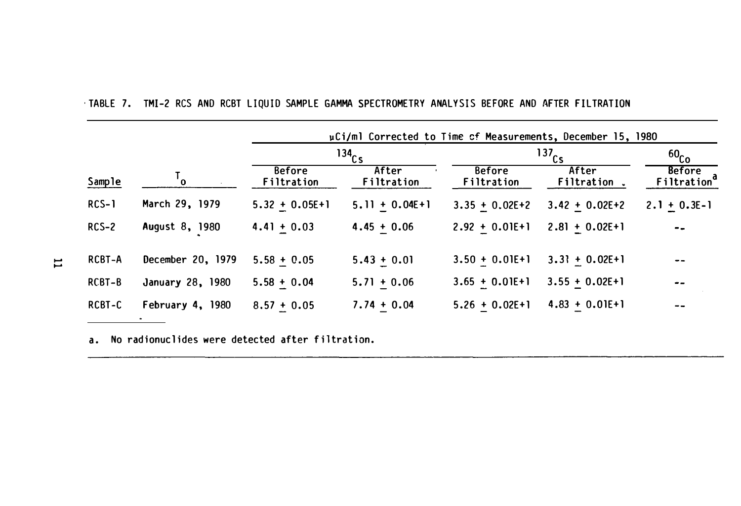TABLE 7. TMI-2 RCS AND RCBT LIQUID SAMPLE GAMMA SPECTROMETRY ANALYSIS BEFORE AND AFTER FILTRATION

| | | μCi/ml Corrected to Time of Measurements, December 15, 1980 | | | | |
|---|---|---|---|---|---|---|
| | | $^{134}Cs$ | | $^{137}Cs$ | | $^{60}Co$ |
| Sample | $T_0$ | Before Filtration | After Filtration | Before Filtration | After Filtration | Before Filtration[a] |
| RCS-1 | March 29, 1979 | 5.32 ± 0.05E+1 | 5.11 ± 0.04E+1 | 3.35 ± 0.02E+2 | 3.42 ± 0.02E+2 | 2.1 ± 0.3E-1 |
| RCS-2 | August 8, 1980 | 4.41 ± 0.03 | 4.45 ± 0.06 | 2.92 ± 0.01E+1 | 2.81 ± 0.02E+1 | -- |
| RCBT-A | December 20, 1979 | 5.58 ± 0.05 | 5.43 ± 0.01 | 3.50 ± 0.01E+1 | 3.31 ± 0.02E+1 | -- |
| RCBT-B | January 28, 1980 | 5.58 ± 0.04 | 5.71 ± 0.06 | 3.65 ± 0.01E+1 | 3.55 ± 0.02E+1 | -- |
| RCBT-C | February 4, 1980 | 8.57 ± 0.05 | 7.74 ± 0.04 | 5.26 ± 0.02E+1 | 4.83 ± 0.01E+1 | -- |

a. No radionuclides were detected after filtration.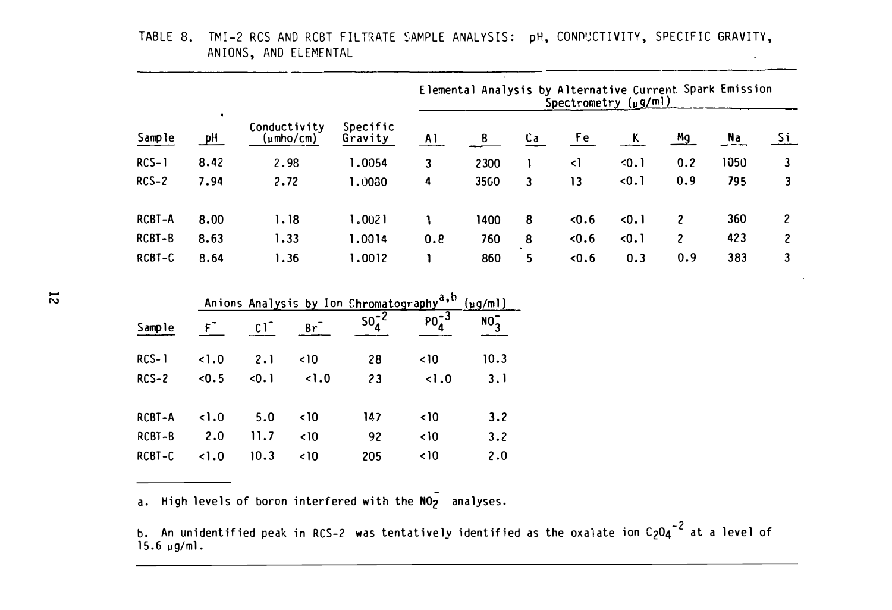TABLE 8. TMI-2 RCS AND RCBT FILTRATE SAMPLE ANALYSIS: pH, CONDUCTIVITY, SPECIFIC GRAVITY, ANIONS, AND ELEMENTAL

| | | | | Elemental Analysis by Alternative Current Spark Emission Spectrometry (μg/ml) | | | | | | | |
|---|---|---|---|---|---|---|---|---|---|---|---|
| Sample | pH | Conductivity (μmho/cm) | Specific Gravity | Al | B | Ca | Fe | K | Mg | Na | Si |
| RCS-1 | 8.42 | 2.98 | 1.0054 | 3 | 2300 | 1 | <1 | <0.1 | 0.2 | 1050 | 3 |
| RCS-2 | 7.94 | 2.72 | 1.0080 | 4 | 3560 | 3 | 13 | <0.1 | 0.9 | 795 | 3 |
| RCBT-A | 8.00 | 1.18 | 1.0021 | 1 | 1400 | 8 | <0.6 | <0.1 | 2 | 360 | 2 |
| RCBT-B | 8.63 | 1.33 | 1.0014 | 0.8 | 760 | 8 | <0.6 | <0.1 | 2 | 423 | 2 |
| RCBT-C | 8.64 | 1.36 | 1.0012 | 1 | 860 | 5 | <0.6 | 0.3 | 0.9 | 383 | 3 |

| | Anions Analysis by Ion Chromatography[a,b] (μg/ml) | | | | | |
|---|---|---|---|---|---|---|
| Sample | $F^-$ | $Cl^-$ | $Br^-$ | $SO_4^{-2}$ | $PO_4^{-3}$ | $NO_3^-$ |
| RCS-1 | <1.0 | 2.1 | <10 | 28 | <10 | 10.3 |
| RCS-2 | <0.5 | <0.1 | <1.0 | 23 | <1.0 | 3.1 |
| RCBT-A | <1.0 | 5.0 | <10 | 147 | <10 | 3.2 |
| RCBT-B | 2.0 | 11.7 | <10 | 92 | <10 | 3.2 |
| RCBT-C | <1.0 | 10.3 | <10 | 205 | <10 | 2.0 |

a. High levels of boron interfered with the $NO_2^-$ analyses.

b. An unidentified peak in RCS-2 was tentatively identified as the oxalate ion $C_2O_4^{-2}$ at a level of 15.6 μg/ml.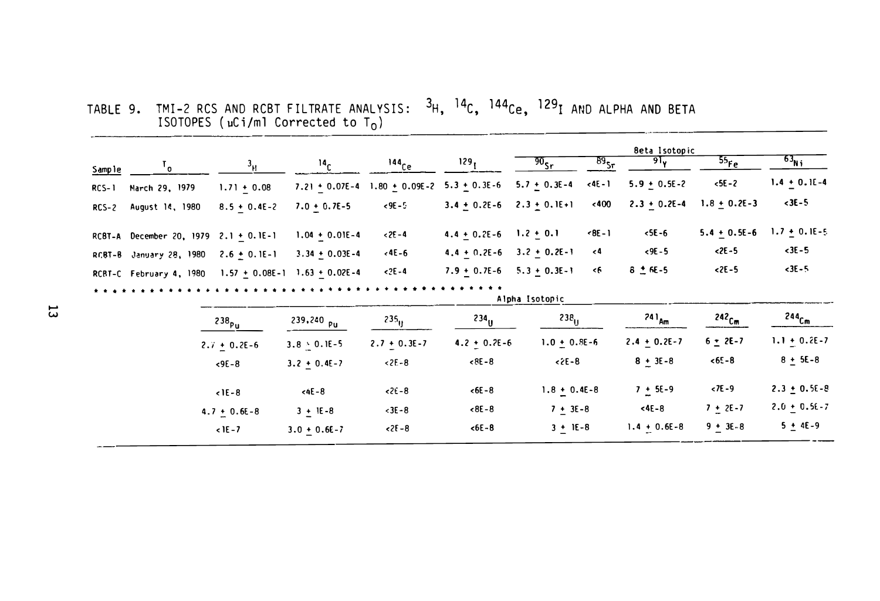TABLE 9. TMI-2 RCS AND RCBT FILTRATE ANALYSIS: $^{3}H$, $^{14}C$, $^{144}Ce$, $^{129}I$ AND ALPHA AND BETA ISOTOPES ($\mu$Ci/ml Corrected to $T_0$)

| Sample | $T_0$ | $^{3}H$ | $^{14}C$ | $^{144}Ce$ | $^{129}I$ | Beta Isotopic $^{90}Sr$ | $^{89}Sr$ | $^{91}Y$ | $^{55}Fe$ | $^{63}Ni$ |
|---|---|---|---|---|---|---|---|---|---|---|
| RCS-1 | March 29, 1979 | 1.71 ± 0.08 | 7.21 ± 0.07E-4 | 1.80 ± 0.09E-2 | 5.3 ± 0.3E-6 | 5.7 ± 0.3E-4 | <4E-1 | 5.9 ± 0.5E-2 | <5E-2 | 1.4 ± 0.1E-4 |
| RCS-2 | August 14, 1980 | 8.5 ± 0.4E-2 | 7.0 ± 0.7E-5 | <9E-5 | 3.4 ± 0.2E-6 | 2.3 ± 0.1E+1 | <400 | 2.3 ± 0.2E-4 | 1.8 ± 0.2E-3 | <3E-5 |
| RCBT-A | December 20, 1979 | 2.1 ± 0.1E-1 | 1.04 ± 0.01E-4 | <2E-4 | 4.4 ± 0.2E-6 | 1.2 ± 0.1 | <8E-1 | <5E-6 | 5.4 ± 0.5E-6 | 1.7 ± 0.1E-5 |
| RCBT-B | January 28, 1980 | 2.6 ± 0.1E-1 | 3.34 ± 0.03E-4 | <4E-6 | 4.4 ± 0.2E-6 | 3.2 ± 0.2E-1 | <4 | <9E-5 | <2E-5 | <3E-5 |
| RCBT-C | February 4, 1980 | 1.57 ± 0.08E-1 | 1.63 ± 0.02E-4 | <2E-4 | 7.9 ± 0.7E-6 | 5.3 ± 0.3E-1 | <6 | 8 ± 6E-5 | <2E-5 | <3E-5 |

| Sample | Alpha Isotopic $^{238}Pu$ | $^{239,240}Pu$ | $^{235}U$ | $^{234}U$ | $^{238}U$ | $^{241}Am$ | $^{242}Cm$ | $^{244}Cm$ |
|---|---|---|---|---|---|---|---|---|
| RCS-1 | 2.7 ± 0.2E-6 | 3.8 ± 0.1E-5 | 2.7 ± 0.3E-7 | 4.2 ± 0.2E-6 | 1.0 ± 0.8E-6 | 2.4 ± 0.2E-7 | 6 ± 2E-7 | 1.1 ± 0.2E-7 |
| RCS-2 | <9E-8 | 3.2 ± 0.4E-7 | <2E-8 | <8E-8 | <2E-8 | 8 ± 3E-8 | <6E-8 | 8 ± 5E-8 |
| RCBT-A | <1E-8 | <4E-8 | <2E-8 | <6E-8 | 1.8 ± 0.4E-8 | 7 ± 5E-9 | <7E-9 | 2.3 ± 0.5E-8 |
| RCBT-B | 4.7 ± 0.6E-8 | 3 ± 1E-8 | <3E-8 | <8E-8 | 7 ± 3E-8 | <4E-8 | 7 ± 2E-7 | 2.0 ± 0.5E-7 |
| RCBT-C | <1E-7 | 3.0 ± 0.6E-7 | <2E-8 | <6E-8 | 3 ± 1E-8 | 1.4 ± 0.6E-8 | 9 ± 3E-8 | 5 ± 4E-9 |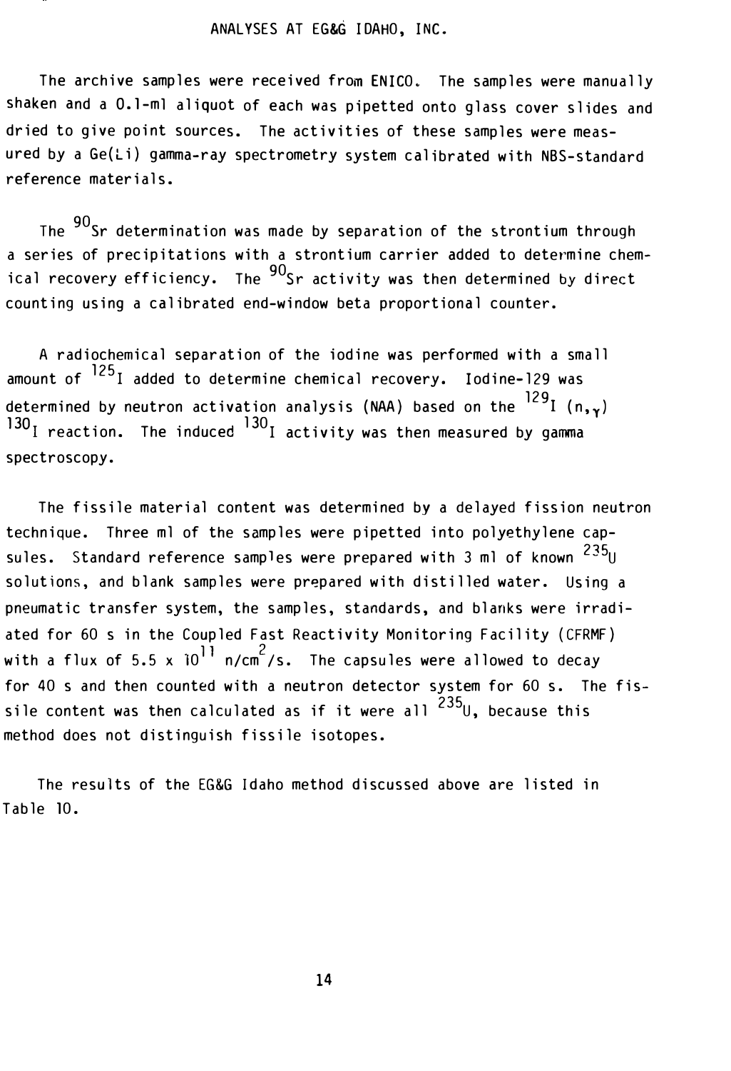## ANALYSES AT EG&G IDAHO, INC.

The archive samples were received from ENICO. The samples were manually shaken and a 0.1-ml aliquot of each was pipetted onto glass cover slides and dried to give point sources. The activities of these samples were measured by a Ge(Li) gamma-ray spectrometry system calibrated with NBS-standard reference materials.

The $^{90}Sr$ determination was made by separation of the strontium through a series of precipitations with a strontium carrier added to determine chemical recovery efficiency. The $^{90}Sr$ activity was then determined by direct counting using a calibrated end-window beta proportional counter.

A radiochemical separation of the iodine was performed with a small amount of $^{125}I$ added to determine chemical recovery. Iodine-129 was determined by neutron activation analysis (NAA) based on the $^{129}I$ $(n,\gamma)$ $^{130}I$ reaction. The induced $^{130}I$ activity was then measured by gamma spectroscopy.

The fissile material content was determined by a delayed fission neutron technique. Three ml of the samples were pipetted into polyethylene capsules. Standard reference samples were prepared with 3 ml of known $^{235}U$ solutions, and blank samples were prepared with distilled water. Using a pneumatic transfer system, the samples, standards, and blanks were irradiated for 60 s in the Coupled Fast Reactivity Monitoring Facility (CFRMF) with a flux of $5.5 \times 10^{11}$ n/cm$^2$/s. The capsules were allowed to decay for 40 s and then counted with a neutron detector system for 60 s. The fissile content was then calculated as if it were all $^{235}U$, because this method does not distinguish fissile isotopes.

The results of the EG&G Idaho method discussed above are listed in Table 10.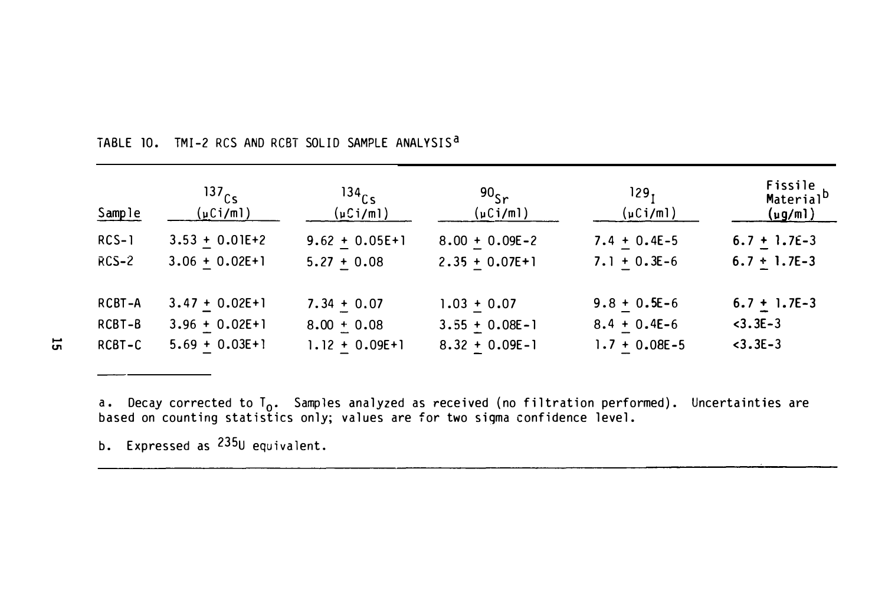TABLE 10. TMI-2 RCS AND RCBT SOLID SAMPLE ANALYSIS[a]

| Sample | $^{137}Cs$ (μCi/ml) | $^{134}Cs$ (μCi/ml) | $^{90}Sr$ (μCi/ml) | $^{129}I$ (μCi/ml) | Fissile Material[b] (μg/ml) |
|---|---|---|---|---|---|
| RCS-1 | 3.53 ± 0.01E+2 | 9.62 ± 0.05E+1 | 8.00 ± 0.09E-2 | 7.4 ± 0.4E-5 | 6.7 ± 1.7E-3 |
| RCS-2 | 3.06 ± 0.02E+1 | 5.27 ± 0.08 | 2.35 ± 0.07E+1 | 7.1 ± 0.3E-6 | 6.7 ± 1.7E-3 |
| RCBT-A | 3.47 ± 0.02E+1 | 7.34 ± 0.07 | 1.03 ± 0.07 | 9.8 ± 0.5E-6 | 6.7 ± 1.7E-3 |
| RCBT-B | 3.96 ± 0.02E+1 | 8.00 ± 0.08 | 3.55 ± 0.08E-1 | 8.4 ± 0.4E-6 | <3.3E-3 |
| RCBT-C | 5.69 ± 0.03E+1 | 1.12 ± 0.09E+1 | 8.32 ± 0.09E-1 | 1.7 ± 0.08E-5 | <3.3E-3 |

a. Decay corrected to $T_0$. Samples analyzed as received (no filtration performed). Uncertainties are based on counting statistics only; values are for two sigma confidence level.

b. Expressed as $^{235}U$ equivalent.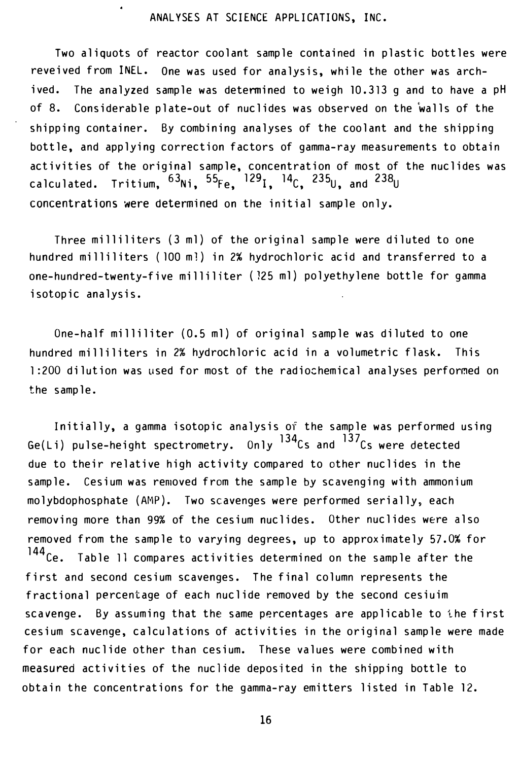## ANALYSES AT SCIENCE APPLICATIONS, INC.

Two aliquots of reactor coolant sample contained in plastic bottles were reveived from INEL. One was used for analysis, while the other was archived. The analyzed sample was determined to weigh 10.313 g and to have a pH of 8. Considerable plate-out of nuclides was observed on the walls of the shipping container. By combining analyses of the coolant and the shipping bottle, and applying correction factors of gamma-ray measurements to obtain activities of the original sample, concentration of most of the nuclides was calculated. Tritium, $^{63}Ni$, $^{55}Fe$, $^{129}I$, $^{14}C$, $^{235}U$, and $^{238}U$ concentrations were determined on the initial sample only.

Three milliliters (3 ml) of the original sample were diluted to one hundred milliliters (100 ml) in 2% hydrochloric acid and transferred to a one-hundred-twenty-five milliliter (125 ml) polyethylene bottle for gamma isotopic analysis.

One-half milliliter (0.5 ml) of original sample was diluted to one hundred milliliters in 2% hydrochloric acid in a volumetric flask. This 1:200 dilution was used for most of the radiochemical analyses performed on the sample.

Initially, a gamma isotopic analysis of the sample was performed using Ge(Li) pulse-height spectrometry. Only $^{134}Cs$ and $^{137}Cs$ were detected due to their relative high activity compared to other nuclides in the sample. Cesium was removed from the sample by scavenging with ammonium molybdophosphate (AMP). Two scavenges were performed serially, each removing more than 99% of the cesium nuclides. Other nuclides were also removed from the sample to varying degrees, up to approximately 57.0% for $^{144}Ce$. Table 11 compares activities determined on the sample after the first and second cesium scavenges. The final column represents the fractional percentage of each nuclide removed by the second cesiuim scavenge. By assuming that the same percentages are applicable to the first cesium scavenge, calculations of activities in the original sample were made for each nuclide other than cesium. These values were combined with measured activities of the nuclide deposited in the shipping bottle to obtain the concentrations for the gamma-ray emitters listed in Table 12.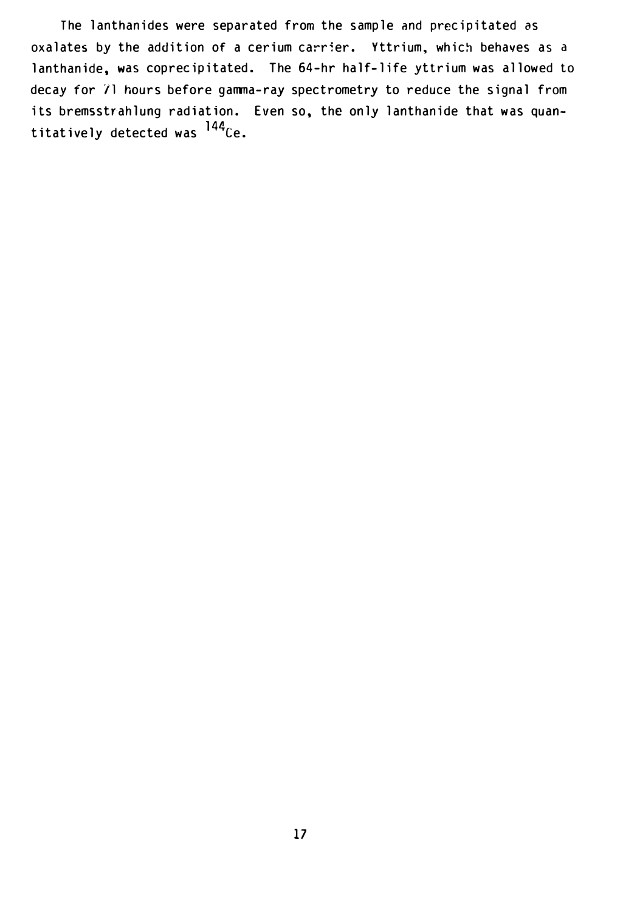The lanthanides were separated from the sample and precipitated as oxalates by the addition of a cerium carrier. Yttrium, which behaves as a lanthanide, was coprecipitated. The 64-hr half-life yttrium was allowed to decay for 71 hours before gamma-ray spectrometry to reduce the signal from its bremsstrahlung radiation. Even so, the only lanthanide that was quantitatively detected was $^{144}Ce$.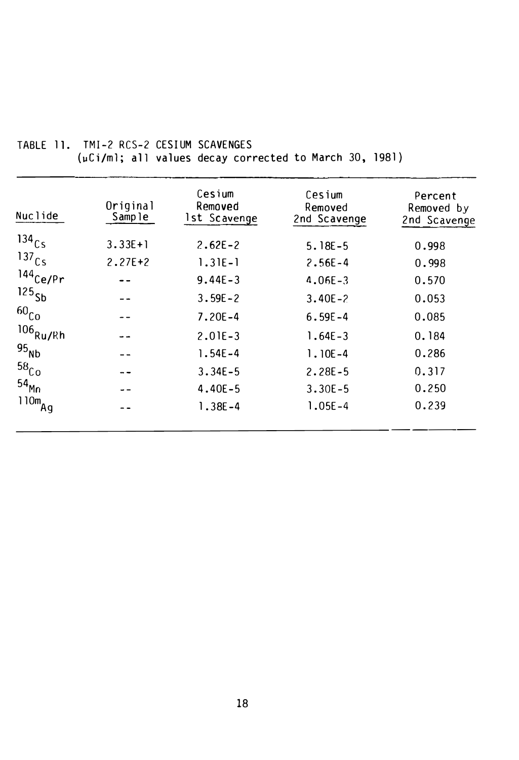TABLE 11. TMI-2 RCS-2 CESIUM SCAVENGES
(μCi/ml; all values decay corrected to March 30, 1981)

| Nuclide | Original Sample | Cesium Removed 1st Scavenge | Cesium Removed 2nd Scavenge | Percent Removed by 2nd Scavenge |
|---|---|---|---|---|
| $^{134}Cs$ | 3.33E+1 | 2.62E-2 | 5.18E-5 | 0.998 |
| $^{137}Cs$ | 2.27E+2 | 1.31E-1 | 2.56E-4 | 0.998 |
| $^{144}Ce/Pr$ | -- | 9.44E-3 | 4.06E-3 | 0.570 |
| $^{125}Sb$ | -- | 3.59E-2 | 3.40E-2 | 0.053 |
| $^{60}Co$ | -- | 7.20E-4 | 6.59E-4 | 0.085 |
| $^{106}Ru/Rh$ | -- | 2.01E-3 | 1.64E-3 | 0.184 |
| $^{95}Nb$ | -- | 1.54E-4 | 1.10E-4 | 0.286 |
| $^{58}Co$ | -- | 3.34E-5 | 2.28E-5 | 0.317 |
| $^{54}Mn$ | -- | 4.40E-5 | 3.30E-5 | 0.250 |
| $^{110m}Ag$ | -- | 1.38E-4 | 1.05E-4 | 0.239 |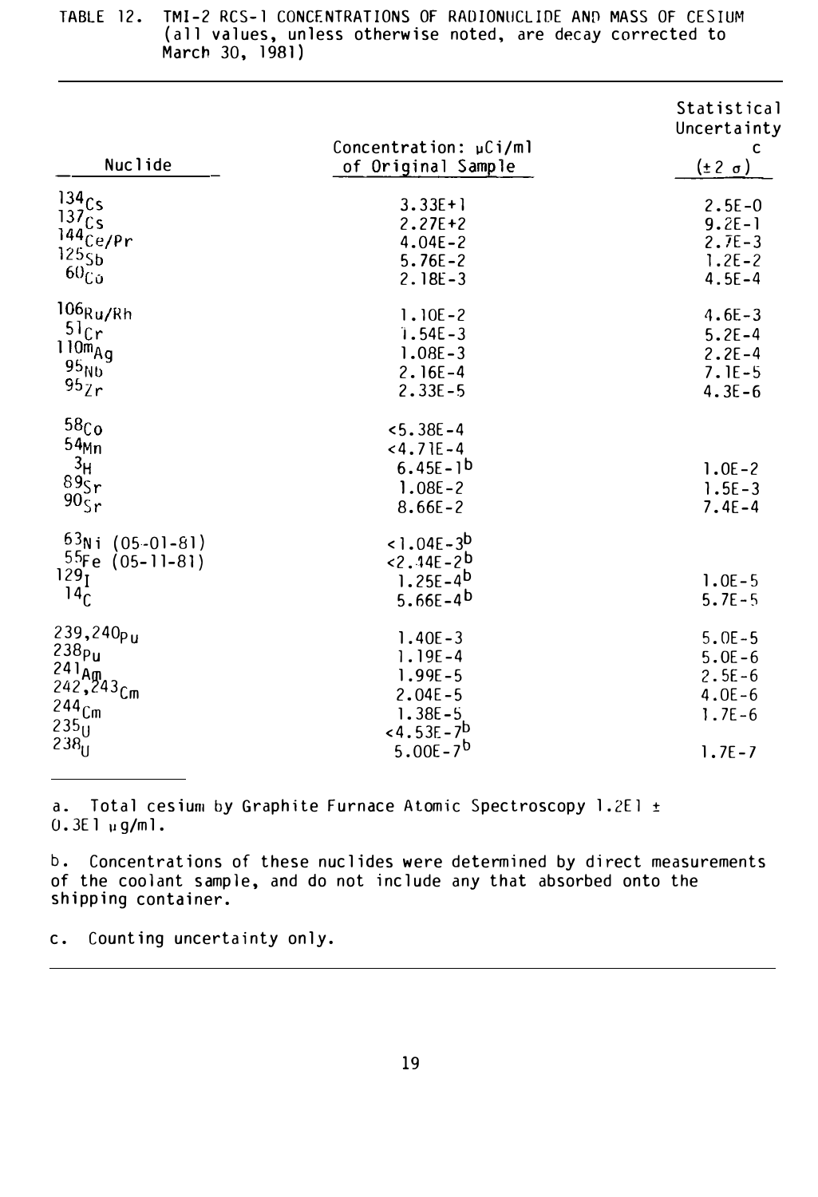TABLE 12. TMI-2 RCS-1 CONCENTRATIONS OF RADIONUCLIDE AND MASS OF CESIUM (all values, unless otherwise noted, are decay corrected to March 30, 1981)

| Nuclide | Concentration: µCi/ml of Original Sample | Statistical Uncertainty[c] (±2 σ) |
|---|---|---|
| $^{134}Cs$ | 3.33E+1 | 2.5E-0 |
| $^{137}Cs$ | 2.27E+2 | 9.2E-1 |
| $^{144}Ce/Pr$ | 4.04E-2 | 2.7E-3 |
| $^{125}Sb$ | 5.76E-2 | 1.2E-2 |
| $^{60}Co$ | 2.18E-3 | 4.5E-4 |
| $^{106}Ru/Rh$ | 1.10E-2 | 4.6E-3 |
| $^{51}Cr$ | 1.54E-3 | 5.2E-4 |
| $^{110m}Ag$ | 1.08E-3 | 2.2E-4 |
| $^{95}Nb$ | 2.16E-4 | 7.1E-5 |
| $^{95}Zr$ | 2.33E-5 | 4.3E-6 |
| $^{58}Co$ | <5.38E-4 | |
| $^{54}Mn$ | <4.71E-4 | |
| $^{3}H$ | 6.45E-1[b] | 1.0E-2 |
| $^{89}Sr$ | 1.08E-2 | 1.5E-3 |
| $^{90}Sr$ | 8.66E-2 | 7.4E-4 |
| $^{63}Ni$ (05-01-81) | <1.04E-3[b] | |
| $^{55}Fe$ (05-11-81) | <2.44E-2[b] | |
| $^{129}I$ | 1.25E-4[b] | 1.0E-5 |
| $^{14}C$ | 5.66E-4[b] | 5.7E-5 |
| $^{239,240}Pu$ | 1.40E-3 | 5.0E-5 |
| $^{238}Pu$ | 1.19E-4 | 5.0E-6 |
| $^{241}Am$ | 1.99E-5 | 2.5E-6 |
| $^{242,243}Cm$ | 2.04E-5 | 4.0E-6 |
| $^{244}Cm$ | 1.38E-5 | 1.7E-6 |
| $^{235}U$ | <4.53E-7[b] | |
| $^{238}U$ | 5.00E-7[b] | 1.7E-7 |

a. Total cesium by Graphite Furnace Atomic Spectroscopy 1.2E1 ± 0.3E1 µg/ml.

b. Concentrations of these nuclides were determined by direct measurements of the coolant sample, and do not include any that absorbed onto the shipping container.

c. Counting uncertainty only.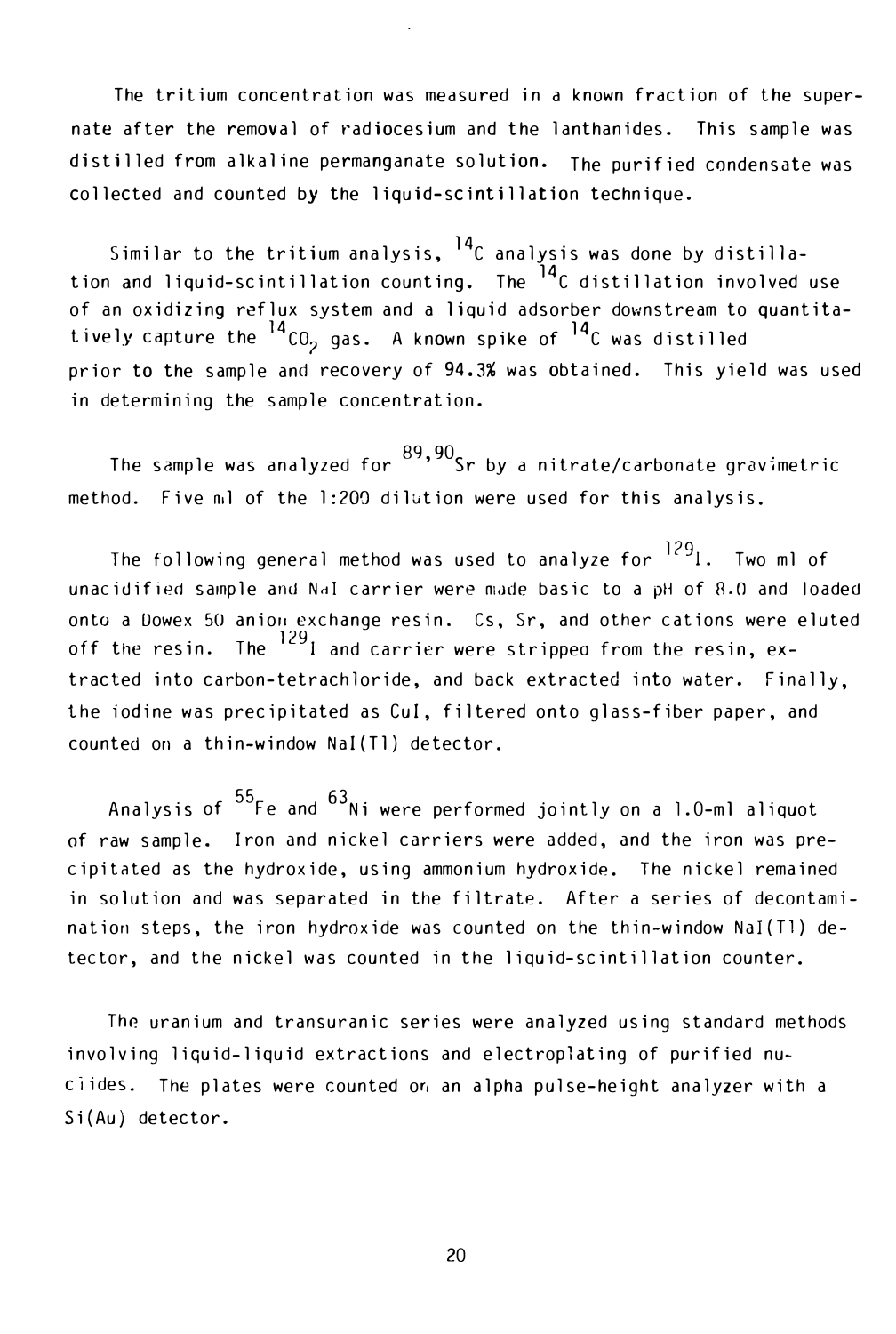The tritium concentration was measured in a known fraction of the supernate after the removal of radiocesium and the lanthanides. This sample was distilled from alkaline permanganate solution. The purified condensate was collected and counted by the liquid-scintillation technique.

Similar to the tritium analysis, $^{14}C$ analysis was done by distillation and liquid-scintillation counting. The $^{14}C$ distillation involved use of an oxidizing reflux system and a liquid adsorber downstream to quantitatively capture the $^{14}CO_2$ gas. A known spike of $^{14}C$ was distilled prior to the sample and recovery of 94.3% was obtained. This yield was used in determining the sample concentration.

The sample was analyzed for $^{89,90}Sr$ by a nitrate/carbonate gravimetric method. Five ml of the 1:200 dilution were used for this analysis.

The following general method was used to analyze for $^{129}I$. Two ml of unacidified sample and NaI carrier were made basic to a pH of 8.0 and loaded onto a Dowex 50 anion exchange resin. Cs, Sr, and other cations were eluted off the resin. The $^{129}I$ and carrier were stripped from the resin, extracted into carbon-tetrachloride, and back extracted into water. Finally, the iodine was precipitated as CuI, filtered onto glass-fiber paper, and counted on a thin-window NaI(Tl) detector.

Analysis of $^{55}Fe$ and $^{63}Ni$ were performed jointly on a 1.0-ml aliquot of raw sample. Iron and nickel carriers were added, and the iron was precipitated as the hydroxide, using ammonium hydroxide. The nickel remained in solution and was separated in the filtrate. After a series of decontamination steps, the iron hydroxide was counted on the thin-window NaI(Tl) detector, and the nickel was counted in the liquid-scintillation counter.

The uranium and transuranic series were analyzed using standard methods involving liquid-liquid extractions and electroplating of purified nuclides. The plates were counted on an alpha pulse-height analyzer with a Si(Au) detector.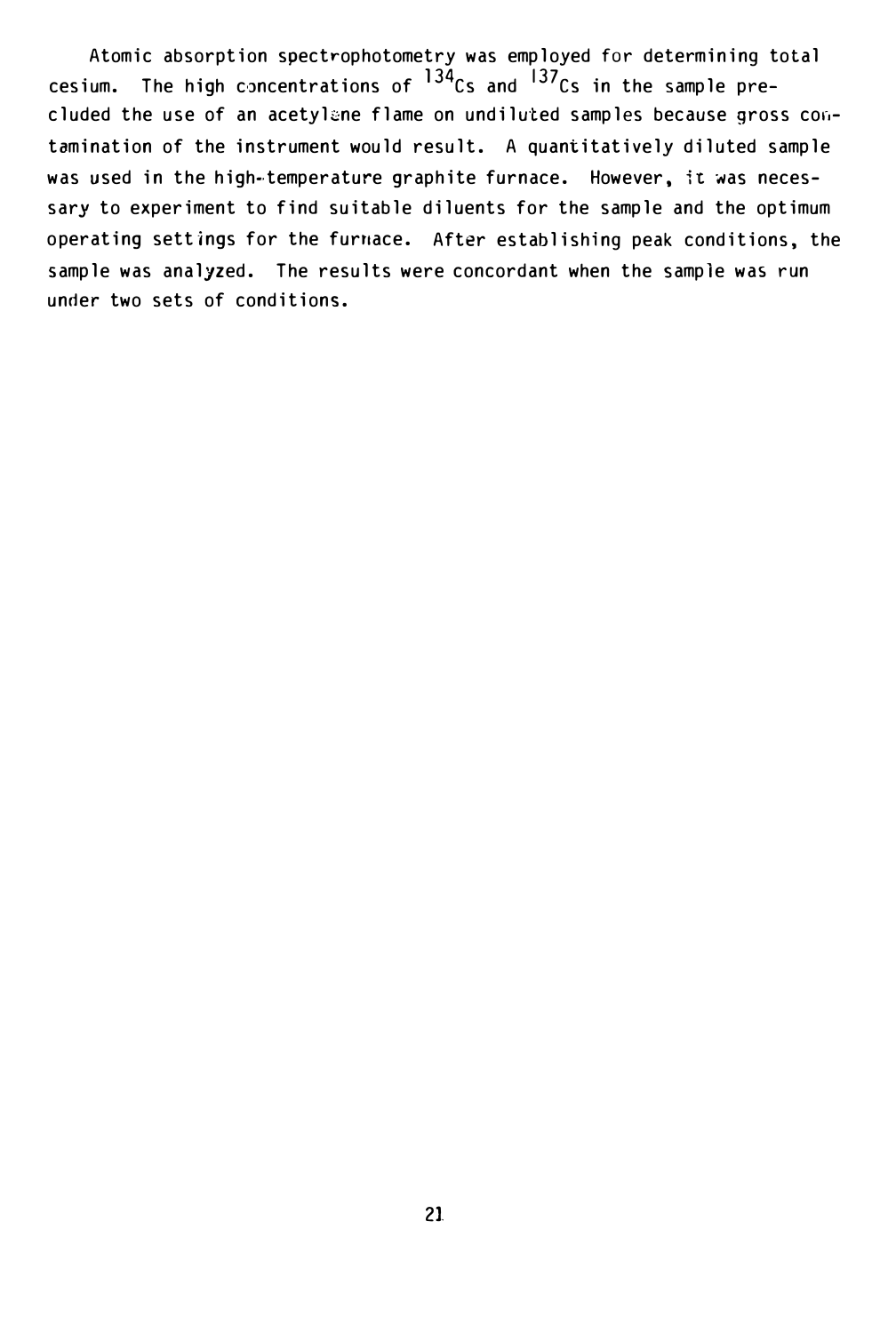Atomic absorption spectrophotometry was employed for determining total cesium. The high concentrations of $^{134}Cs$ and $^{137}Cs$ in the sample precluded the use of an acetylene flame on undiluted samples because gross contamination of the instrument would result. A quantitatively diluted sample was used in the high-temperature graphite furnace. However, it was necessary to experiment to find suitable diluents for the sample and the optimum operating settings for the furnace. After establishing peak conditions, the sample was analyzed. The results were concordant when the sample was run under two sets of conditions.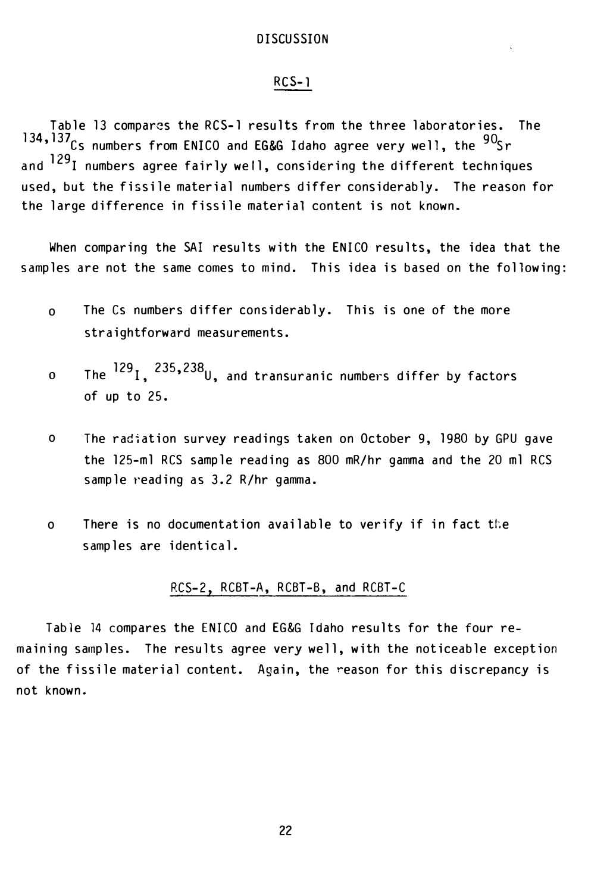# DISCUSSION

## RCS-1

Table 13 compares the RCS-1 results from the three laboratories. The $^{134,137}Cs$ numbers from ENICO and EG&G Idaho agree very well, the $^{90}Sr$ and $^{129}I$ numbers agree fairly well, considering the different techniques used, but the fissile material numbers differ considerably. The reason for the large difference in fissile material content is not known.

When comparing the SAI results with the ENICO results, the idea that the samples are not the same comes to mind. This idea is based on the following:

- The Cs numbers differ considerably. This is one of the more straightforward measurements.
- The $^{129}I$, $^{235,238}U$, and transuranic numbers differ by factors of up to 25.
- The radiation survey readings taken on October 9, 1980 by GPU gave the 125-ml RCS sample reading as 800 mR/hr gamma and the 20 ml RCS sample reading as 3.2 R/hr gamma.
- There is no documentation available to verify if in fact the samples are identical.

## RCS-2, RCBT-A, RCBT-B, and RCBT-C

Table 14 compares the ENICO and EG&G Idaho results for the four remaining samples. The results agree very well, with the noticeable exception of the fissile material content. Again, the reason for this discrepancy is not known.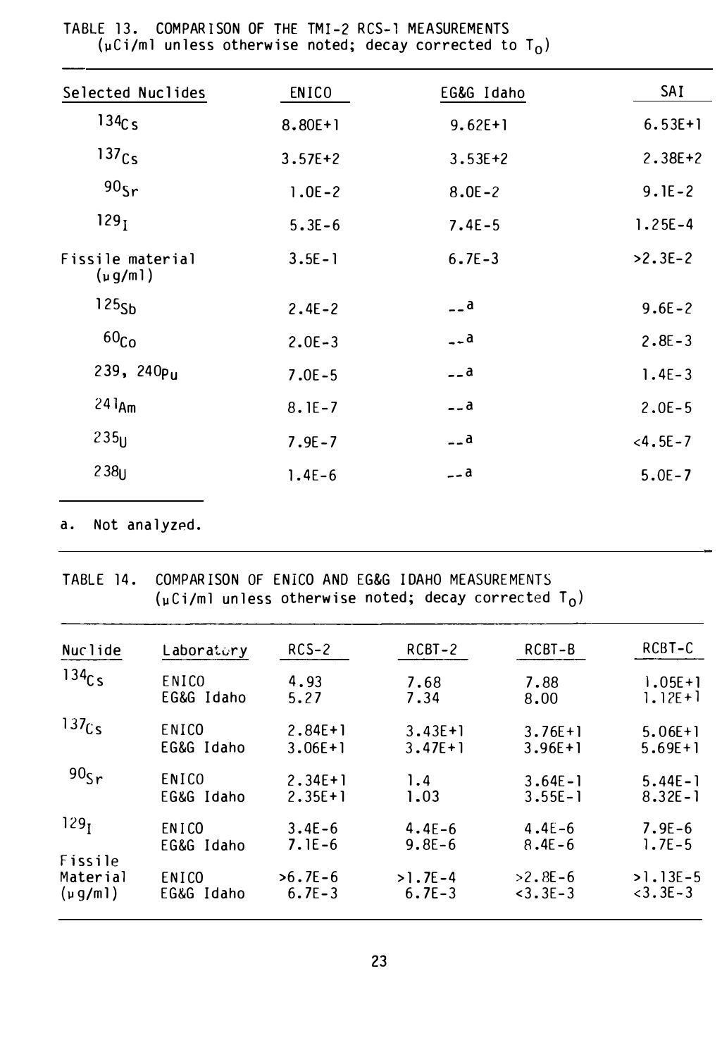TABLE 13. COMPARISON OF THE TMI-2 RCS-1 MEASUREMENTS ($\mu$Ci/ml unless otherwise noted; decay corrected to $T_0$)

| Selected Nuclides | ENICO | EG&G Idaho | SAI |
|---|---|---|---|
| $^{134}Cs$ | 8.80E+1 | 9.62E+1 | 6.53E+1 |
| $^{137}Cs$ | 3.57E+2 | 3.53E+2 | 2.38E+2 |
| $^{90}Sr$ | 1.0E-2 | 8.0E-2 | 9.1E-2 |
| $^{129}I$ | 5.3E-6 | 7.4E-5 | 1.25E-4 |
| Fissile material ($\mu$g/ml) | 3.5E-1 | 6.7E-3 | >2.3E-2 |
| $^{125}Sb$ | 2.4E-2 | --[a] | 9.6E-2 |
| $^{60}Co$ | 2.0E-3 | --[a] | 2.8E-3 |
| $^{239, 240}Pu$ | 7.0E-5 | --[a] | 1.4E-3 |
| $^{241}Am$ | 8.1E-7 | --[a] | 2.0E-5 |
| $^{235}U$ | 7.9E-7 | --[a] | <4.5E-7 |
| $^{238}U$ | 1.4E-6 | --[a] | 5.0E-7 |

a. Not analyzed.

TABLE 14. COMPARISON OF ENICO AND EG&G IDAHO MEASUREMENTS ($\mu$Ci/ml unless otherwise noted; decay corrected $T_0$)

| Nuclide | Laboratory | RCS-2 | RCBT-2 | RCBT-B | RCBT-C |
|---|---|---|---|---|---|
| $^{134}Cs$ | ENICO | 4.93 | 7.68 | 7.88 | 1.05E+1 |
| | EG&G Idaho | 5.27 | 7.34 | 8.00 | 1.12E+1 |
| $^{137}Cs$ | ENICO | 2.84E+1 | 3.43E+1 | 3.76E+1 | 5.06E+1 |
| | EG&G Idaho | 3.06E+1 | 3.47E+1 | 3.96E+1 | 5.69E+1 |
| $^{90}Sr$ | ENICO | 2.34E+1 | 1.4 | 3.64E-1 | 5.44E-1 |
| | EG&G Idaho | 2.35E+1 | 1.03 | 3.55E-1 | 8.32E-1 |
| $^{129}I$ | ENICO | 3.4E-6 | 4.4E-6 | 4.4E-6 | 7.9E-6 |
| | EG&G Idaho | 7.1E-6 | 9.8E-6 | 8.4E-6 | 1.7E-5 |
| Fissile Material ($\mu$g/ml) | ENICO | >6.7E-6 | >1.7E-4 | >2.8E-6 | >1.13E-5 |
| | EG&G Idaho | 6.7E-3 | 6.7E-3 | <3.3E-3 | <3.3E-3 |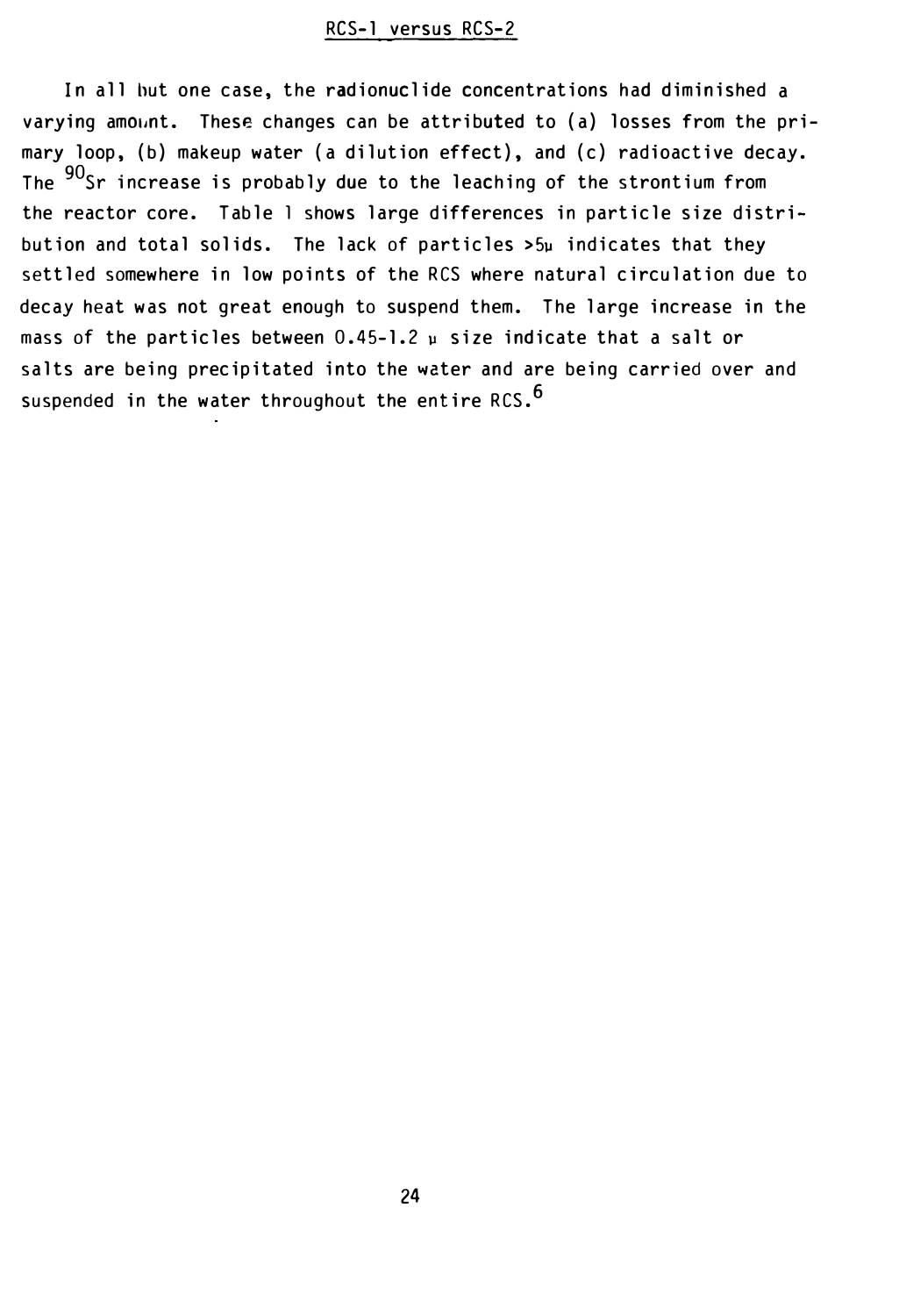## RCS-1 versus RCS-2

In all but one case, the radionuclide concentrations had diminished a varying amount. These changes can be attributed to (a) losses from the primary loop, (b) makeup water (a dilution effect), and (c) radioactive decay. The $^{90}Sr$ increase is probably due to the leaching of the strontium from the reactor core. Table 1 shows large differences in particle size distribution and total solids. The lack of particles >5μ indicates that they settled somewhere in low points of the RCS where natural circulation due to decay heat was not great enough to suspend them. The large increase in the mass of the particles between 0.45-1.2 μ size indicate that a salt or salts are being precipitated into the water and are being carried over and suspended in the water throughout the entire RCS.[6]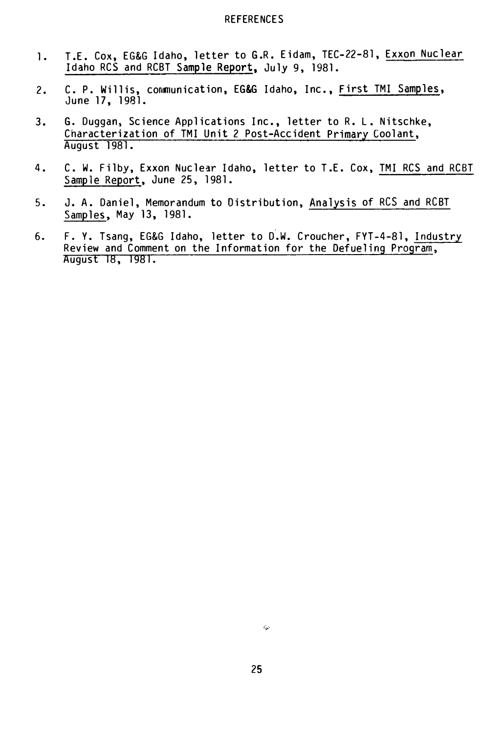# REFERENCES

1. T.E. Cox, EG&G Idaho, letter to G.R. Eidam, TEC-22-81, Exxon Nuclear Idaho RCS and RCBT Sample Report, July 9, 1981.

2. C. P. Willis, communication, EG&G Idaho, Inc., First TMI Samples, June 17, 1981.

3. G. Duggan, Science Applications Inc., letter to R. L. Nitschke, Characterization of TMI Unit 2 Post-Accident Primary Coolant, August 1981.

4. C. W. Filby, Exxon Nuclear Idaho, letter to T.E. Cox, TMI RCS and RCBT Sample Report, June 25, 1981.

5. J. A. Daniel, Memorandum to Distribution, Analysis of RCS and RCBT Samples, May 13, 1981.

6. F. Y. Tsang, EG&G Idaho, letter to D.W. Croucher, FYT-4-81, Industry Review and Comment on the Information for the Defueling Program, August 18, 1981.